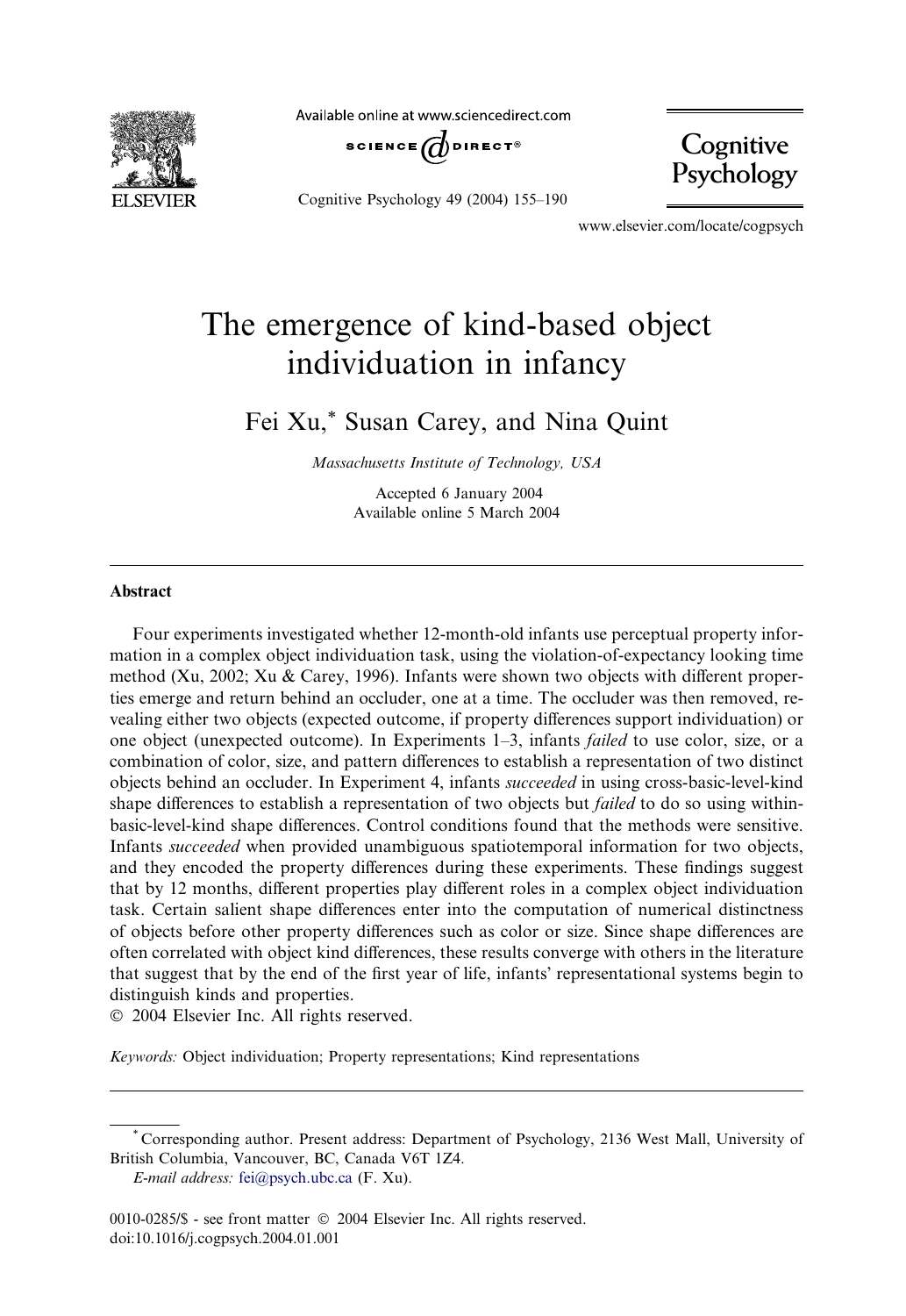# The emergence of kind-based object individuation in infancy

Fei Xu,* Susan Carey, and Nina Quint

*Massachusetts Institute of Technology, USA*

Accepted 6 January 2004
Available online 5 March 2004

## Abstract

Four experiments investigated whether 12-month-old infants use perceptual property information in a complex object individuation task, using the violation-of-expectancy looking time method (Xu, 2002; Xu & Carey, 1996). Infants were shown two objects with different properties emerge and return behind an occluder, one at a time. The occluder was then removed, revealing either two objects (expected outcome, if property differences support individuation) or one object (unexpected outcome). In Experiments 1–3, infants *failed* to use color, size, or a combination of color, size, and pattern differences to establish a representation of two distinct objects behind an occluder. In Experiment 4, infants *succeeded* in using cross-basic-level-kind shape differences to establish a representation of two objects but *failed* to do so using within-basic-level-kind shape differences. Control conditions found that the methods were sensitive. Infants *succeeded* when provided unambiguous spatiotemporal information for two objects, and they encoded the property differences during these experiments. These findings suggest that by 12 months, different properties play different roles in a complex object individuation task. Certain salient shape differences enter into the computation of numerical distinctness of objects before other property differences such as color or size. Since shape differences are often correlated with object kind differences, these results converge with others in the literature that suggest that by the end of the first year of life, infants' representational systems begin to distinguish kinds and properties.

© 2004 Elsevier Inc. All rights reserved.

*Keywords:* Object individuation; Property representations; Kind representations

---

* Corresponding author. Present address: Department of Psychology, 2136 West Mall, University of British Columbia, Vancouver, BC, Canada V6T 1Z4.
*E-mail address:* fei@psych.ubc.ca (F. Xu).

0010-0285/$ - see front matter © 2004 Elsevier Inc. All rights reserved.
doi:10.1016/j.cogpsych.2004.01.001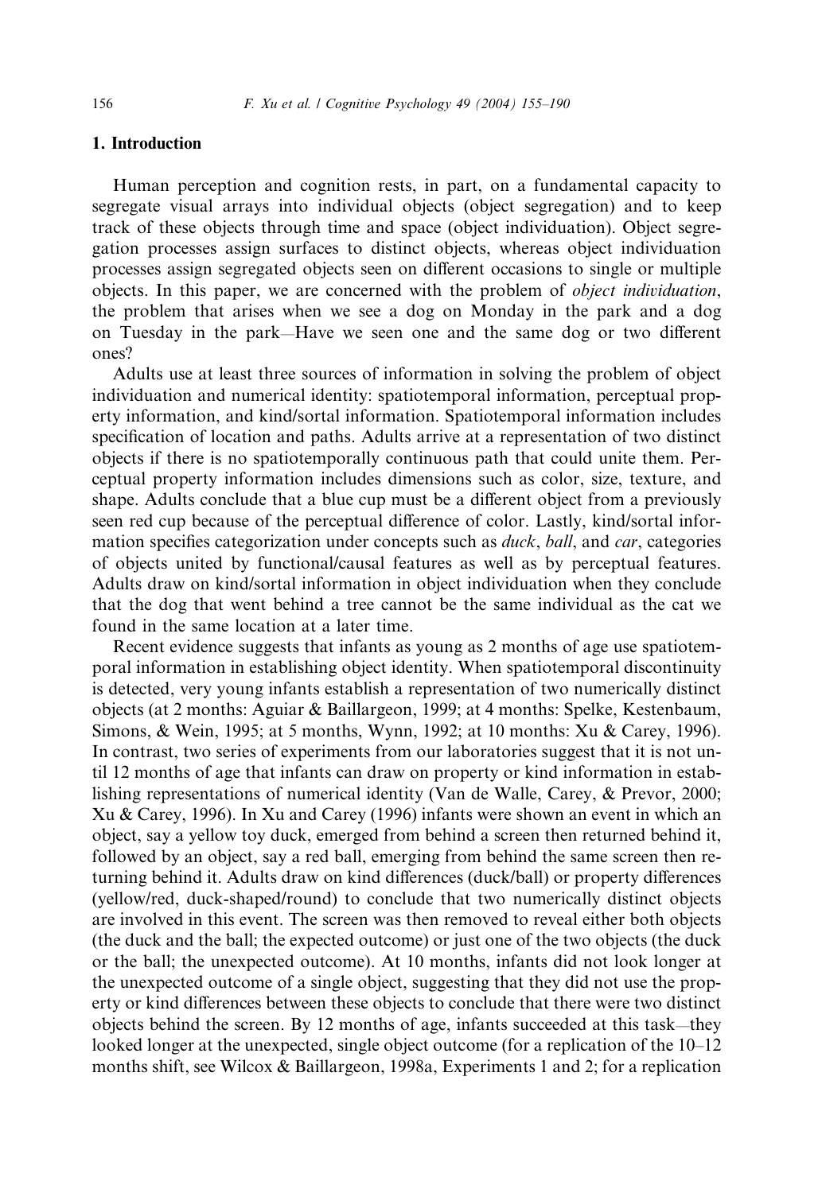## 1. Introduction

Human perception and cognition rests, in part, on a fundamental capacity to segregate visual arrays into individual objects (object segregation) and to keep track of these objects through time and space (object individuation). Object segregation processes assign surfaces to distinct objects, whereas object individuation processes assign segregated objects seen on different occasions to single or multiple objects. In this paper, we are concerned with the problem of *object individuation*, the problem that arises when we see a dog on Monday in the park and a dog on Tuesday in the park—Have we seen one and the same dog or two different ones?

Adults use at least three sources of information in solving the problem of object individuation and numerical identity: spatiotemporal information, perceptual property information, and kind/sortal information. Spatiotemporal information includes specification of location and paths. Adults arrive at a representation of two distinct objects if there is no spatiotemporally continuous path that could unite them. Perceptual property information includes dimensions such as color, size, texture, and shape. Adults conclude that a blue cup must be a different object from a previously seen red cup because of the perceptual difference of color. Lastly, kind/sortal information specifies categorization under concepts such as *duck*, *ball*, and *car*, categories of objects united by functional/causal features as well as by perceptual features. Adults draw on kind/sortal information in object individuation when they conclude that the dog that went behind a tree cannot be the same individual as the cat we found in the same location at a later time.

Recent evidence suggests that infants as young as 2 months of age use spatiotemporal information in establishing object identity. When spatiotemporal discontinuity is detected, very young infants establish a representation of two numerically distinct objects (at 2 months: Aguiar & Baillargeon, 1999; at 4 months: Spelke, Kestenbaum, Simons, & Wein, 1995; at 5 months, Wynn, 1992; at 10 months: Xu & Carey, 1996). In contrast, two series of experiments from our laboratories suggest that it is not until 12 months of age that infants can draw on property or kind information in establishing representations of numerical identity (Van de Walle, Carey, & Prevor, 2000; Xu & Carey, 1996). In Xu and Carey (1996) infants were shown an event in which an object, say a yellow toy duck, emerged from behind a screen then returned behind it, followed by an object, say a red ball, emerging from behind the same screen then returning behind it. Adults draw on kind differences (duck/ball) or property differences (yellow/red, duck-shaped/round) to conclude that two numerically distinct objects are involved in this event. The screen was then removed to reveal either both objects (the duck and the ball; the expected outcome) or just one of the two objects (the duck or the ball; the unexpected outcome). At 10 months, infants did not look longer at the unexpected outcome of a single object, suggesting that they did not use the property or kind differences between these objects to conclude that there were two distinct objects behind the screen. By 12 months of age, infants succeeded at this task—they looked longer at the unexpected, single object outcome (for a replication of the 10–12 months shift, see Wilcox & Baillargeon, 1998a, Experiments 1 and 2; for a replication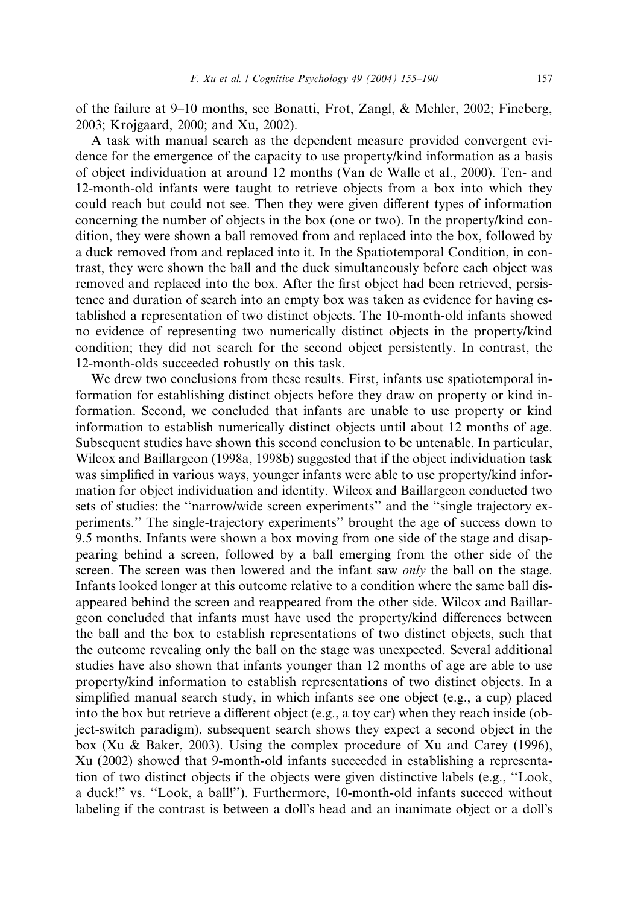of the failure at 9–10 months, see Bonatti, Frot, Zangl, & Mehler, 2002; Fineberg, 2003; Krojgaard, 2000; and Xu, 2002).

A task with manual search as the dependent measure provided convergent evidence for the emergence of the capacity to use property/kind information as a basis of object individuation at around 12 months (Van de Walle et al., 2000). Ten- and 12-month-old infants were taught to retrieve objects from a box into which they could reach but could not see. Then they were given different types of information concerning the number of objects in the box (one or two). In the property/kind condition, they were shown a ball removed from and replaced into the box, followed by a duck removed from and replaced into it. In the Spatiotemporal Condition, in contrast, they were shown the ball and the duck simultaneously before each object was removed and replaced into the box. After the first object had been retrieved, persistence and duration of search into an empty box was taken as evidence for having established a representation of two distinct objects. The 10-month-old infants showed no evidence of representing two numerically distinct objects in the property/kind condition; they did not search for the second object persistently. In contrast, the 12-month-olds succeeded robustly on this task.

We drew two conclusions from these results. First, infants use spatiotemporal information for establishing distinct objects before they draw on property or kind information. Second, we concluded that infants are unable to use property or kind information to establish numerically distinct objects until about 12 months of age. Subsequent studies have shown this second conclusion to be untenable. In particular, Wilcox and Baillargeon (1998a, 1998b) suggested that if the object individuation task was simplified in various ways, younger infants were able to use property/kind information for object individuation and identity. Wilcox and Baillargeon conducted two sets of studies: the ''narrow/wide screen experiments'' and the ''single trajectory experiments.'' The single-trajectory experiments'' brought the age of success down to 9.5 months. Infants were shown a box moving from one side of the stage and disappearing behind a screen, followed by a ball emerging from the other side of the screen. The screen was then lowered and the infant saw *only* the ball on the stage. Infants looked longer at this outcome relative to a condition where the same ball disappeared behind the screen and reappeared from the other side. Wilcox and Baillargeon concluded that infants must have used the property/kind differences between the ball and the box to establish representations of two distinct objects, such that the outcome revealing only the ball on the stage was unexpected. Several additional studies have also shown that infants younger than 12 months of age are able to use property/kind information to establish representations of two distinct objects. In a simplified manual search study, in which infants see one object (e.g., a cup) placed into the box but retrieve a different object (e.g., a toy car) when they reach inside (object-switch paradigm), subsequent search shows they expect a second object in the box (Xu & Baker, 2003). Using the complex procedure of Xu and Carey (1996), Xu (2002) showed that 9-month-old infants succeeded in establishing a representation of two distinct objects if the objects were given distinctive labels (e.g., ''Look, a duck!'' vs. ''Look, a ball!''). Furthermore, 10-month-old infants succeed without labeling if the contrast is between a doll's head and an inanimate object or a doll's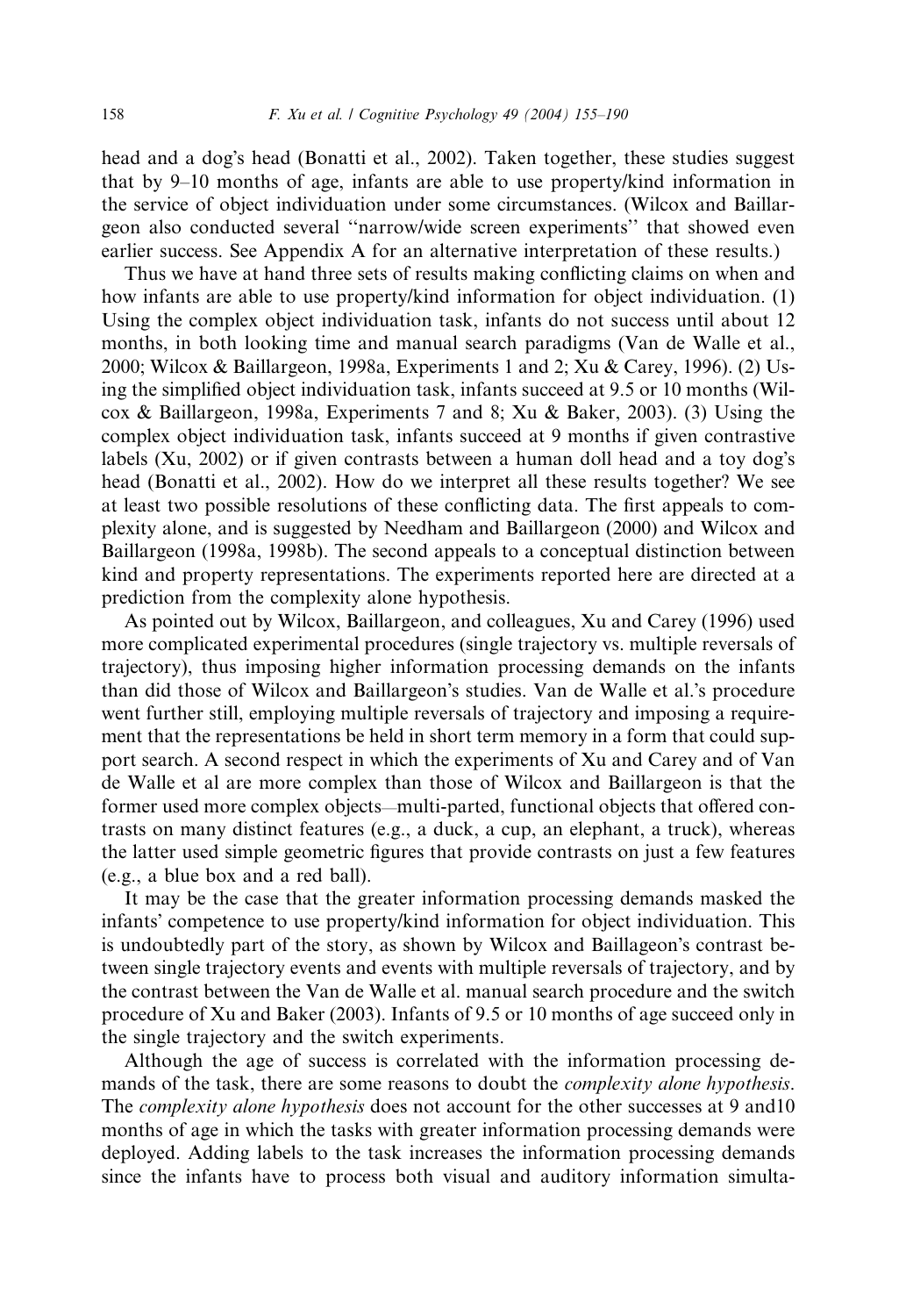head and a dog's head (Bonatti et al., 2002). Taken together, these studies suggest that by 9–10 months of age, infants are able to use property/kind information in the service of object individuation under some circumstances. (Wilcox and Baillargeon also conducted several ''narrow/wide screen experiments'' that showed even earlier success. See Appendix A for an alternative interpretation of these results.)

Thus we have at hand three sets of results making conflicting claims on when and how infants are able to use property/kind information for object individuation. (1) Using the complex object individuation task, infants do not success until about 12 months, in both looking time and manual search paradigms (Van de Walle et al., 2000; Wilcox & Baillargeon, 1998a, Experiments 1 and 2; Xu & Carey, 1996). (2) Using the simplified object individuation task, infants succeed at 9.5 or 10 months (Wilcox & Baillargeon, 1998a, Experiments 7 and 8; Xu & Baker, 2003). (3) Using the complex object individuation task, infants succeed at 9 months if given contrastive labels (Xu, 2002) or if given contrasts between a human doll head and a toy dog's head (Bonatti et al., 2002). How do we interpret all these results together? We see at least two possible resolutions of these conflicting data. The first appeals to complexity alone, and is suggested by Needham and Baillargeon (2000) and Wilcox and Baillargeon (1998a, 1998b). The second appeals to a conceptual distinction between kind and property representations. The experiments reported here are directed at a prediction from the complexity alone hypothesis.

As pointed out by Wilcox, Baillargeon, and colleagues, Xu and Carey (1996) used more complicated experimental procedures (single trajectory vs. multiple reversals of trajectory), thus imposing higher information processing demands on the infants than did those of Wilcox and Baillargeon's studies. Van de Walle et al.'s procedure went further still, employing multiple reversals of trajectory and imposing a requirement that the representations be held in short term memory in a form that could support search. A second respect in which the experiments of Xu and Carey and of Van de Walle et al are more complex than those of Wilcox and Baillargeon is that the former used more complex objects—multi-parted, functional objects that offered contrasts on many distinct features (e.g., a duck, a cup, an elephant, a truck), whereas the latter used simple geometric figures that provide contrasts on just a few features (e.g., a blue box and a red ball).

It may be the case that the greater information processing demands masked the infants' competence to use property/kind information for object individuation. This is undoubtedly part of the story, as shown by Wilcox and Baillageon's contrast between single trajectory events and events with multiple reversals of trajectory, and by the contrast between the Van de Walle et al. manual search procedure and the switch procedure of Xu and Baker (2003). Infants of 9.5 or 10 months of age succeed only in the single trajectory and the switch experiments.

Although the age of success is correlated with the information processing demands of the task, there are some reasons to doubt the *complexity alone hypothesis*. The *complexity alone hypothesis* does not account for the other successes at 9 and10 months of age in which the tasks with greater information processing demands were deployed. Adding labels to the task increases the information processing demands since the infants have to process both visual and auditory information simulta-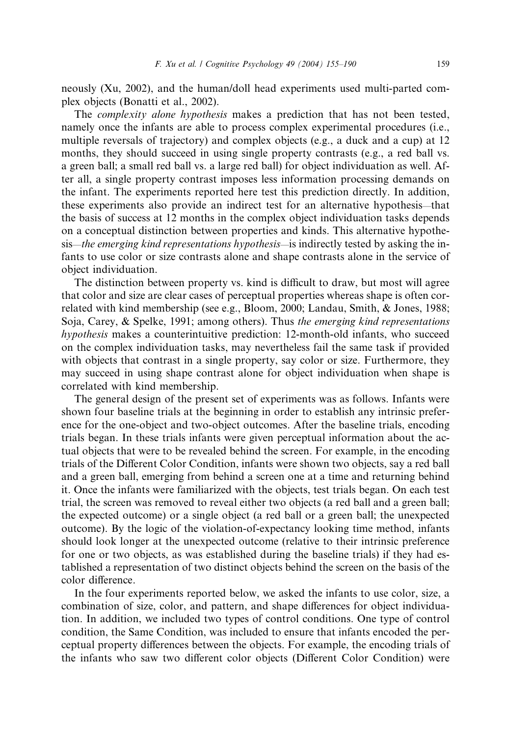neously (Xu, 2002), and the human/doll head experiments used multi-parted complex objects (Bonatti et al., 2002).

The *complexity alone hypothesis* makes a prediction that has not been tested, namely once the infants are able to process complex experimental procedures (i.e., multiple reversals of trajectory) and complex objects (e.g., a duck and a cup) at 12 months, they should succeed in using single property contrasts (e.g., a red ball vs. a green ball; a small red ball vs. a large red ball) for object individuation as well. After all, a single property contrast imposes less information processing demands on the infant. The experiments reported here test this prediction directly. In addition, these experiments also provide an indirect test for an alternative hypothesis—that the basis of success at 12 months in the complex object individuation tasks depends on a conceptual distinction between properties and kinds. This alternative hypothesis—*the emerging kind representations hypothesis*—is indirectly tested by asking the infants to use color or size contrasts alone and shape contrasts alone in the service of object individuation.

The distinction between property vs. kind is difficult to draw, but most will agree that color and size are clear cases of perceptual properties whereas shape is often correlated with kind membership (see e.g., Bloom, 2000; Landau, Smith, & Jones, 1988; Soja, Carey, & Spelke, 1991; among others). Thus *the emerging kind representations hypothesis* makes a counterintuitive prediction: 12-month-old infants, who succeed on the complex individuation tasks, may nevertheless fail the same task if provided with objects that contrast in a single property, say color or size. Furthermore, they may succeed in using shape contrast alone for object individuation when shape is correlated with kind membership.

The general design of the present set of experiments was as follows. Infants were shown four baseline trials at the beginning in order to establish any intrinsic preference for the one-object and two-object outcomes. After the baseline trials, encoding trials began. In these trials infants were given perceptual information about the actual objects that were to be revealed behind the screen. For example, in the encoding trials of the Different Color Condition, infants were shown two objects, say a red ball and a green ball, emerging from behind a screen one at a time and returning behind it. Once the infants were familiarized with the objects, test trials began. On each test trial, the screen was removed to reveal either two objects (a red ball and a green ball; the expected outcome) or a single object (a red ball or a green ball; the unexpected outcome). By the logic of the violation-of-expectancy looking time method, infants should look longer at the unexpected outcome (relative to their intrinsic preference for one or two objects, as was established during the baseline trials) if they had established a representation of two distinct objects behind the screen on the basis of the color difference.

In the four experiments reported below, we asked the infants to use color, size, a combination of size, color, and pattern, and shape differences for object individuation. In addition, we included two types of control conditions. One type of control condition, the Same Condition, was included to ensure that infants encoded the perceptual property differences between the objects. For example, the encoding trials of the infants who saw two different color objects (Different Color Condition) were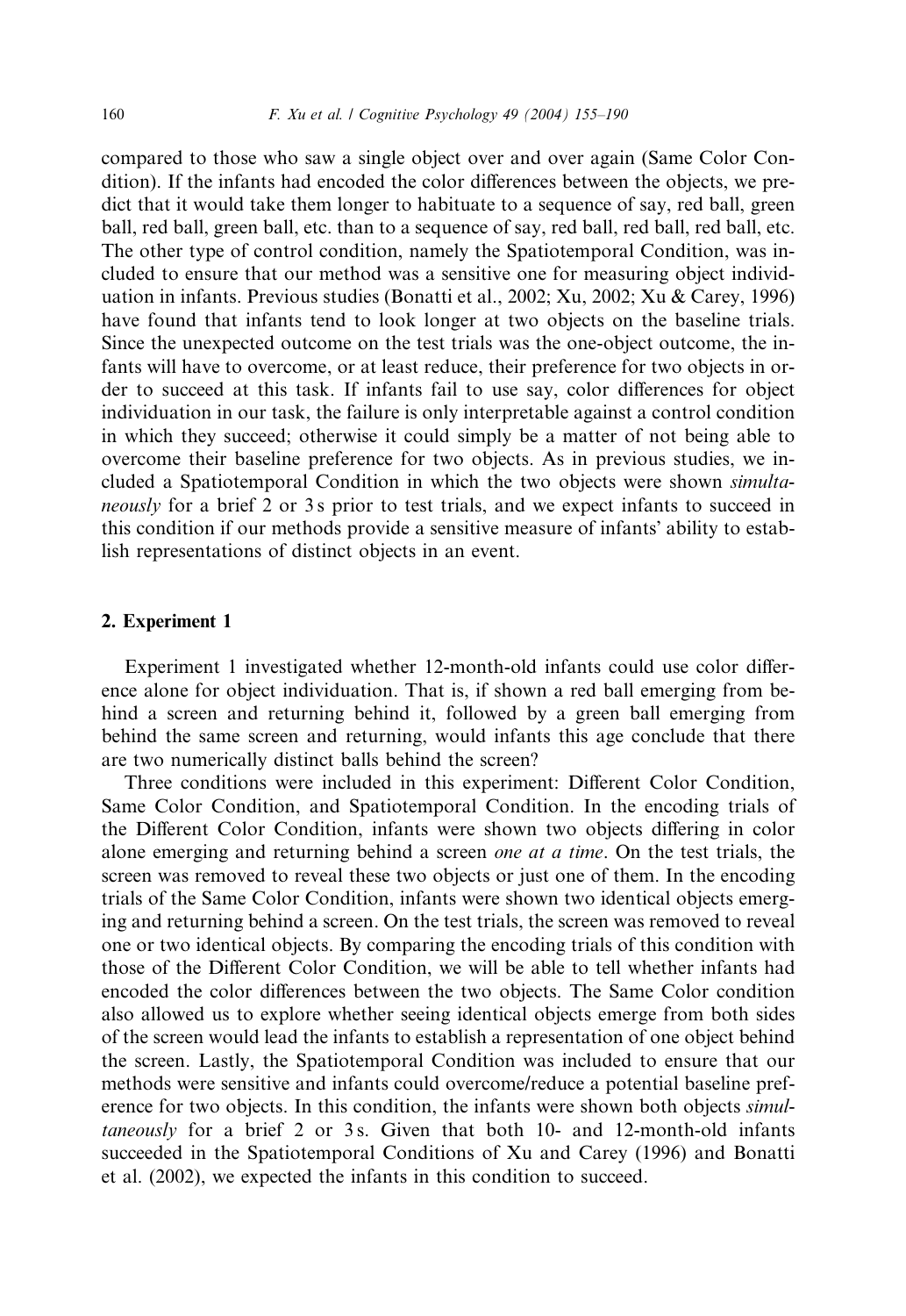compared to those who saw a single object over and over again (Same Color Condition). If the infants had encoded the color differences between the objects, we predict that it would take them longer to habituate to a sequence of say, red ball, green ball, red ball, green ball, etc. than to a sequence of say, red ball, red ball, red ball, etc. The other type of control condition, namely the Spatiotemporal Condition, was included to ensure that our method was a sensitive one for measuring object individuation in infants. Previous studies (Bonatti et al., 2002; Xu, 2002; Xu & Carey, 1996) have found that infants tend to look longer at two objects on the baseline trials. Since the unexpected outcome on the test trials was the one-object outcome, the infants will have to overcome, or at least reduce, their preference for two objects in order to succeed at this task. If infants fail to use say, color differences for object individuation in our task, the failure is only interpretable against a control condition in which they succeed; otherwise it could simply be a matter of not being able to overcome their baseline preference for two objects. As in previous studies, we included a Spatiotemporal Condition in which the two objects were shown *simultaneously* for a brief 2 or 3 s prior to test trials, and we expect infants to succeed in this condition if our methods provide a sensitive measure of infants' ability to establish representations of distinct objects in an event.

## 2. Experiment 1

Experiment 1 investigated whether 12-month-old infants could use color difference alone for object individuation. That is, if shown a red ball emerging from behind a screen and returning behind it, followed by a green ball emerging from behind the same screen and returning, would infants this age conclude that there are two numerically distinct balls behind the screen?

Three conditions were included in this experiment: Different Color Condition, Same Color Condition, and Spatiotemporal Condition. In the encoding trials of the Different Color Condition, infants were shown two objects differing in color alone emerging and returning behind a screen *one at a time*. On the test trials, the screen was removed to reveal these two objects or just one of them. In the encoding trials of the Same Color Condition, infants were shown two identical objects emerging and returning behind a screen. On the test trials, the screen was removed to reveal one or two identical objects. By comparing the encoding trials of this condition with those of the Different Color Condition, we will be able to tell whether infants had encoded the color differences between the two objects. The Same Color condition also allowed us to explore whether seeing identical objects emerge from both sides of the screen would lead the infants to establish a representation of one object behind the screen. Lastly, the Spatiotemporal Condition was included to ensure that our methods were sensitive and infants could overcome/reduce a potential baseline preference for two objects. In this condition, the infants were shown both objects *simultaneously* for a brief 2 or 3 s. Given that both 10- and 12-month-old infants succeeded in the Spatiotemporal Conditions of Xu and Carey (1996) and Bonatti et al. (2002), we expected the infants in this condition to succeed.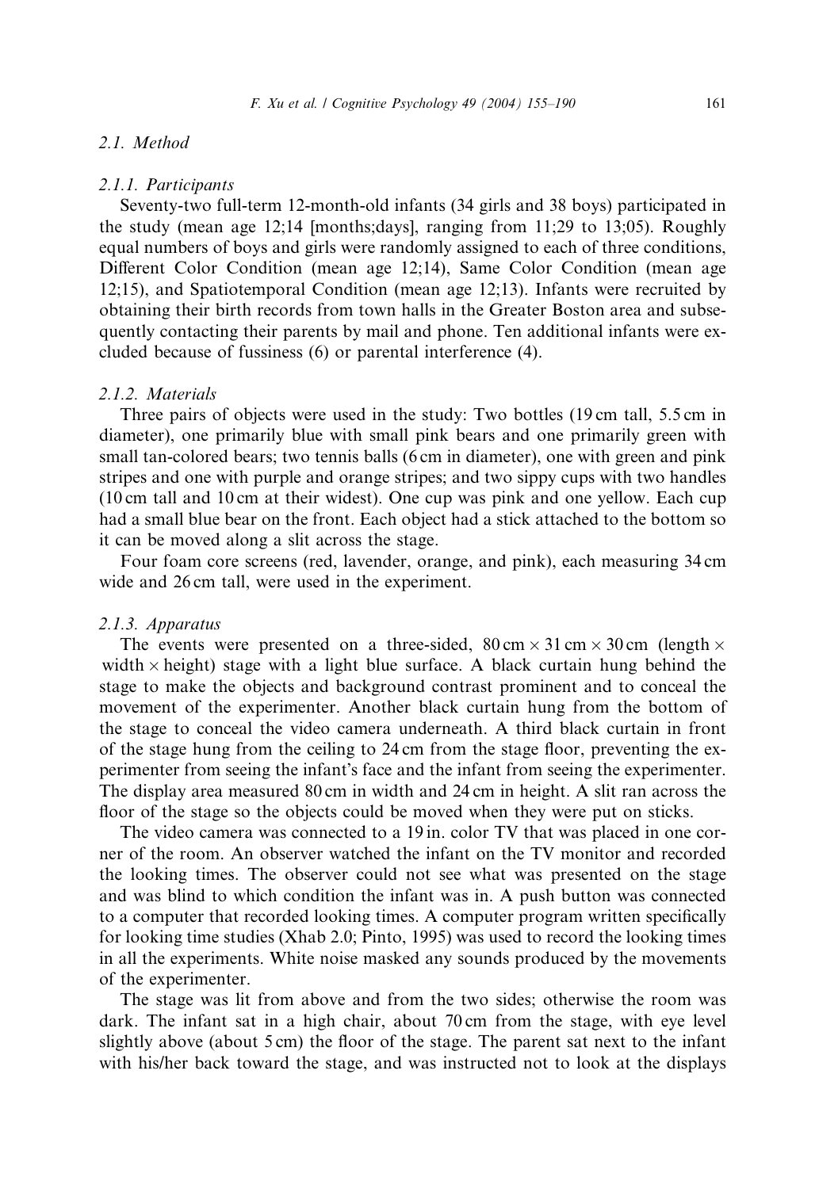## 2.1. Method

### 2.1.1. Participants

Seventy-two full-term 12-month-old infants (34 girls and 38 boys) participated in the study (mean age 12;14 [months;days], ranging from 11;29 to 13;05). Roughly equal numbers of boys and girls were randomly assigned to each of three conditions, Different Color Condition (mean age 12;14), Same Color Condition (mean age 12;15), and Spatiotemporal Condition (mean age 12;13). Infants were recruited by obtaining their birth records from town halls in the Greater Boston area and subsequently contacting their parents by mail and phone. Ten additional infants were excluded because of fussiness (6) or parental interference (4).

### 2.1.2. Materials

Three pairs of objects were used in the study: Two bottles (19 cm tall, 5.5 cm in diameter), one primarily blue with small pink bears and one primarily green with small tan-colored bears; two tennis balls (6 cm in diameter), one with green and pink stripes and one with purple and orange stripes; and two sippy cups with two handles (10 cm tall and 10 cm at their widest). One cup was pink and one yellow. Each cup had a small blue bear on the front. Each object had a stick attached to the bottom so it can be moved along a slit across the stage.

Four foam core screens (red, lavender, orange, and pink), each measuring 34 cm wide and 26 cm tall, were used in the experiment.

### 2.1.3. Apparatus

The events were presented on a three-sided, $80\,\text{cm} \times 31\,\text{cm} \times 30\,\text{cm}$ (length $\times$ width $\times$ height) stage with a light blue surface. A black curtain hung behind the stage to make the objects and background contrast prominent and to conceal the movement of the experimenter. Another black curtain hung from the bottom of the stage to conceal the video camera underneath. A third black curtain in front of the stage hung from the ceiling to 24 cm from the stage floor, preventing the experimenter from seeing the infant's face and the infant from seeing the experimenter. The display area measured 80 cm in width and 24 cm in height. A slit ran across the floor of the stage so the objects could be moved when they were put on sticks.

The video camera was connected to a 19 in. color TV that was placed in one corner of the room. An observer watched the infant on the TV monitor and recorded the looking times. The observer could not see what was presented on the stage and was blind to which condition the infant was in. A push button was connected to a computer that recorded looking times. A computer program written specifically for looking time studies (Xhab 2.0; Pinto, 1995) was used to record the looking times in all the experiments. White noise masked any sounds produced by the movements of the experimenter.

The stage was lit from above and from the two sides; otherwise the room was dark. The infant sat in a high chair, about 70 cm from the stage, with eye level slightly above (about 5 cm) the floor of the stage. The parent sat next to the infant with his/her back toward the stage, and was instructed not to look at the displays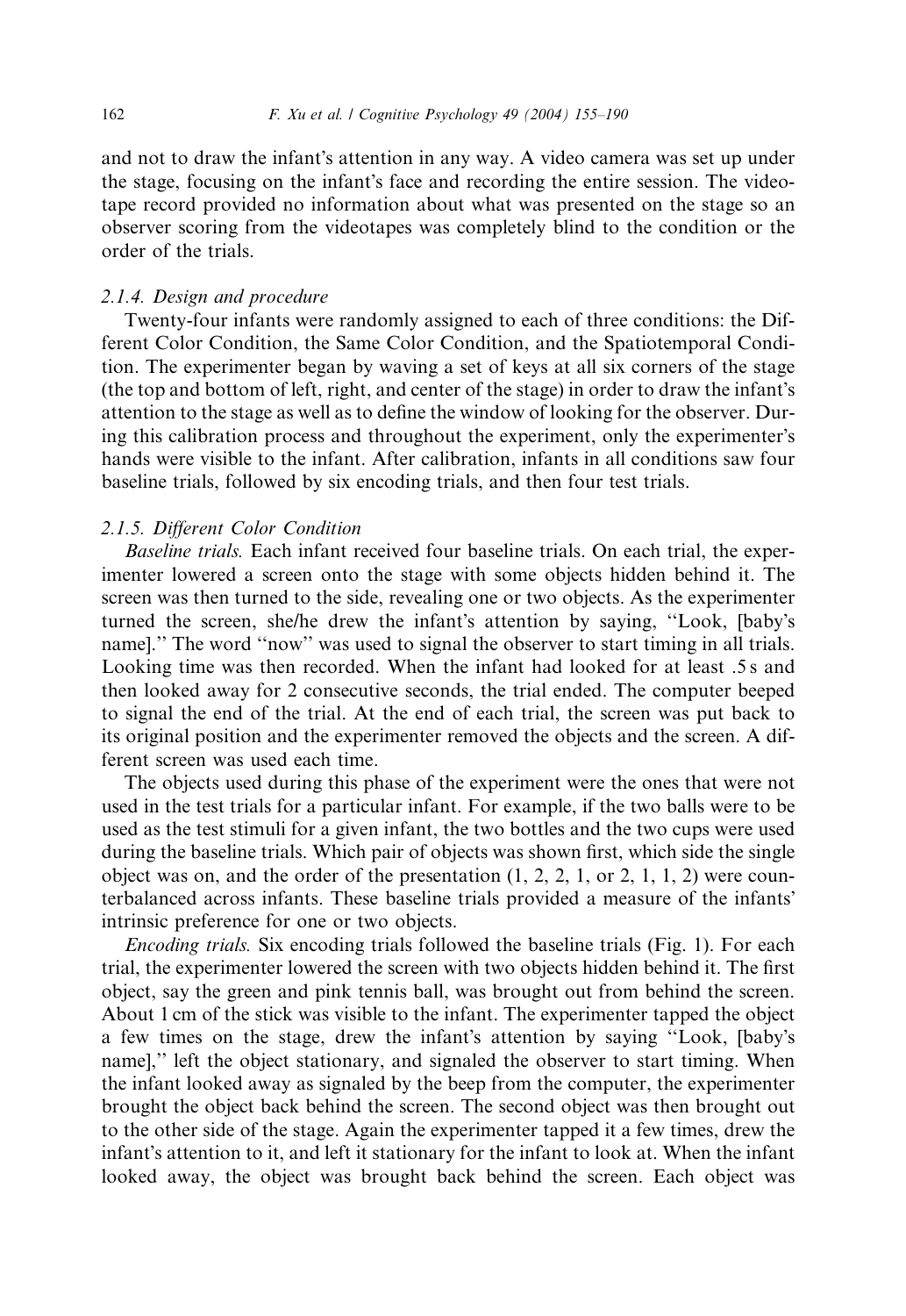and not to draw the infant's attention in any way. A video camera was set up under the stage, focusing on the infant's face and recording the entire session. The videotape record provided no information about what was presented on the stage so an observer scoring from the videotapes was completely blind to the condition or the order of the trials.

#### 2.1.4. Design and procedure

Twenty-four infants were randomly assigned to each of three conditions: the Different Color Condition, the Same Color Condition, and the Spatiotemporal Condition. The experimenter began by waving a set of keys at all six corners of the stage (the top and bottom of left, right, and center of the stage) in order to draw the infant's attention to the stage as well as to define the window of looking for the observer. During this calibration process and throughout the experiment, only the experimenter's hands were visible to the infant. After calibration, infants in all conditions saw four baseline trials, followed by six encoding trials, and then four test trials.

#### 2.1.5. Different Color Condition

*Baseline trials.* Each infant received four baseline trials. On each trial, the experimenter lowered a screen onto the stage with some objects hidden behind it. The screen was then turned to the side, revealing one or two objects. As the experimenter turned the screen, she/he drew the infant's attention by saying, "Look, [baby's name]." The word "now" was used to signal the observer to start timing in all trials. Looking time was then recorded. When the infant had looked for at least .5 s and then looked away for 2 consecutive seconds, the trial ended. The computer beeped to signal the end of the trial. At the end of each trial, the screen was put back to its original position and the experimenter removed the objects and the screen. A different screen was used each time.

The objects used during this phase of the experiment were the ones that were not used in the test trials for a particular infant. For example, if the two balls were to be used as the test stimuli for a given infant, the two bottles and the two cups were used during the baseline trials. Which pair of objects was shown first, which side the single object was on, and the order of the presentation (1, 2, 2, 1, or 2, 1, 1, 2) were counterbalanced across infants. These baseline trials provided a measure of the infants' intrinsic preference for one or two objects.

*Encoding trials.* Six encoding trials followed the baseline trials (Fig. 1). For each trial, the experimenter lowered the screen with two objects hidden behind it. The first object, say the green and pink tennis ball, was brought out from behind the screen. About 1 cm of the stick was visible to the infant. The experimenter tapped the object a few times on the stage, drew the infant's attention by saying "Look, [baby's name]," left the object stationary, and signaled the observer to start timing. When the infant looked away as signaled by the beep from the computer, the experimenter brought the object back behind the screen. The second object was then brought out to the other side of the stage. Again the experimenter tapped it a few times, drew the infant's attention to it, and left it stationary for the infant to look at. When the infant looked away, the object was brought back behind the screen. Each object was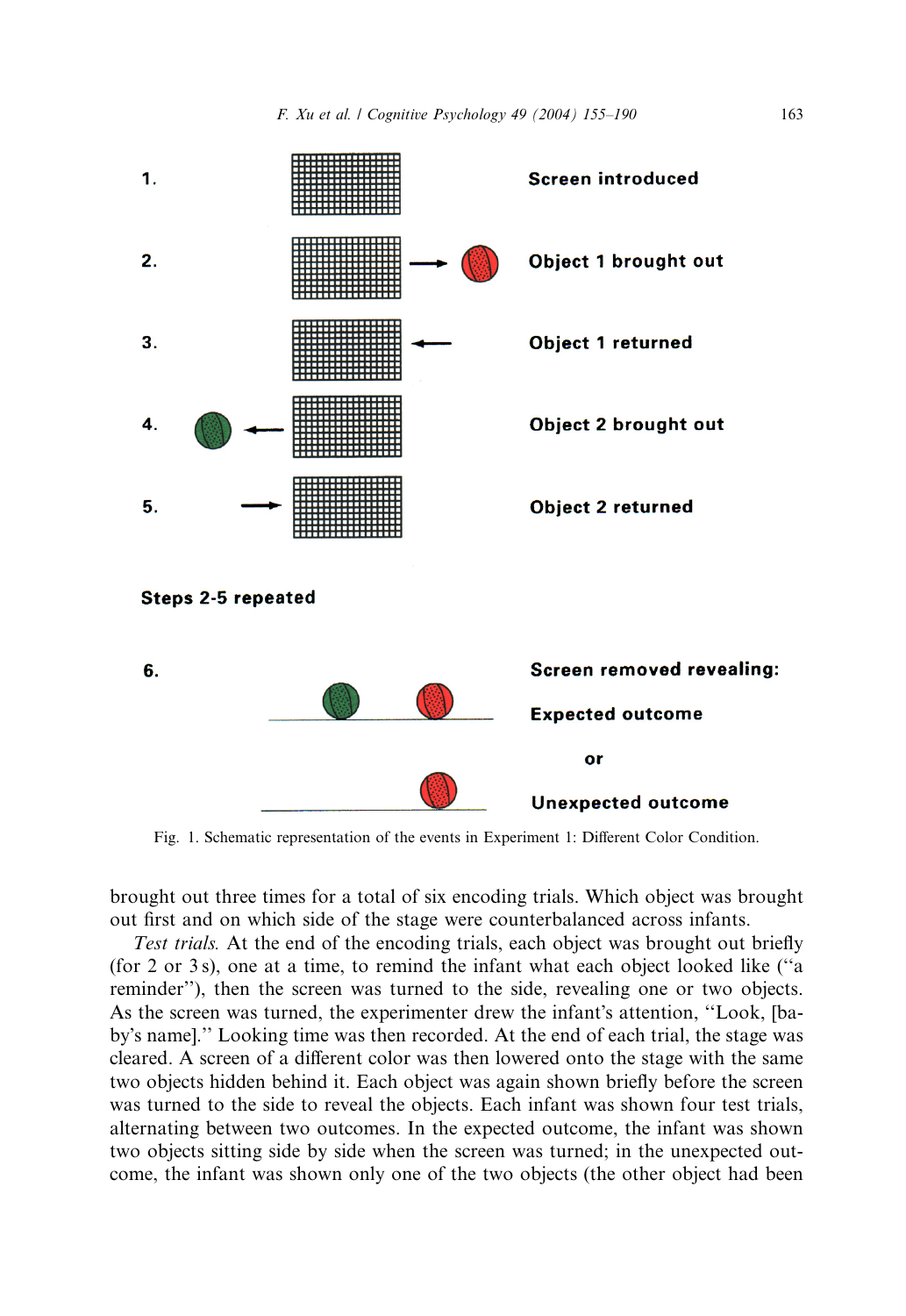1. Screen introduced

2. Object 1 brought out

3. Object 1 returned

4. Object 2 brought out

5. Object 2 returned

Steps 2-5 repeated

6. Screen removed revealing:

Expected outcome

or

Unexpected outcome

Fig. 1. Schematic representation of the events in Experiment 1: Different Color Condition.

brought out three times for a total of six encoding trials. Which object was brought out first and on which side of the stage were counterbalanced across infants.

*Test trials.* At the end of the encoding trials, each object was brought out briefly (for 2 or 3 s), one at a time, to remind the infant what each object looked like ("a reminder"), then the screen was turned to the side, revealing one or two objects. As the screen was turned, the experimenter drew the infant's attention, "Look, [baby's name]." Looking time was then recorded. At the end of each trial, the stage was cleared. A screen of a different color was then lowered onto the stage with the same two objects hidden behind it. Each object was again shown briefly before the screen was turned to the side to reveal the objects. Each infant was shown four test trials, alternating between two outcomes. In the expected outcome, the infant was shown two objects sitting side by side when the screen was turned; in the unexpected outcome, the infant was shown only one of the two objects (the other object had been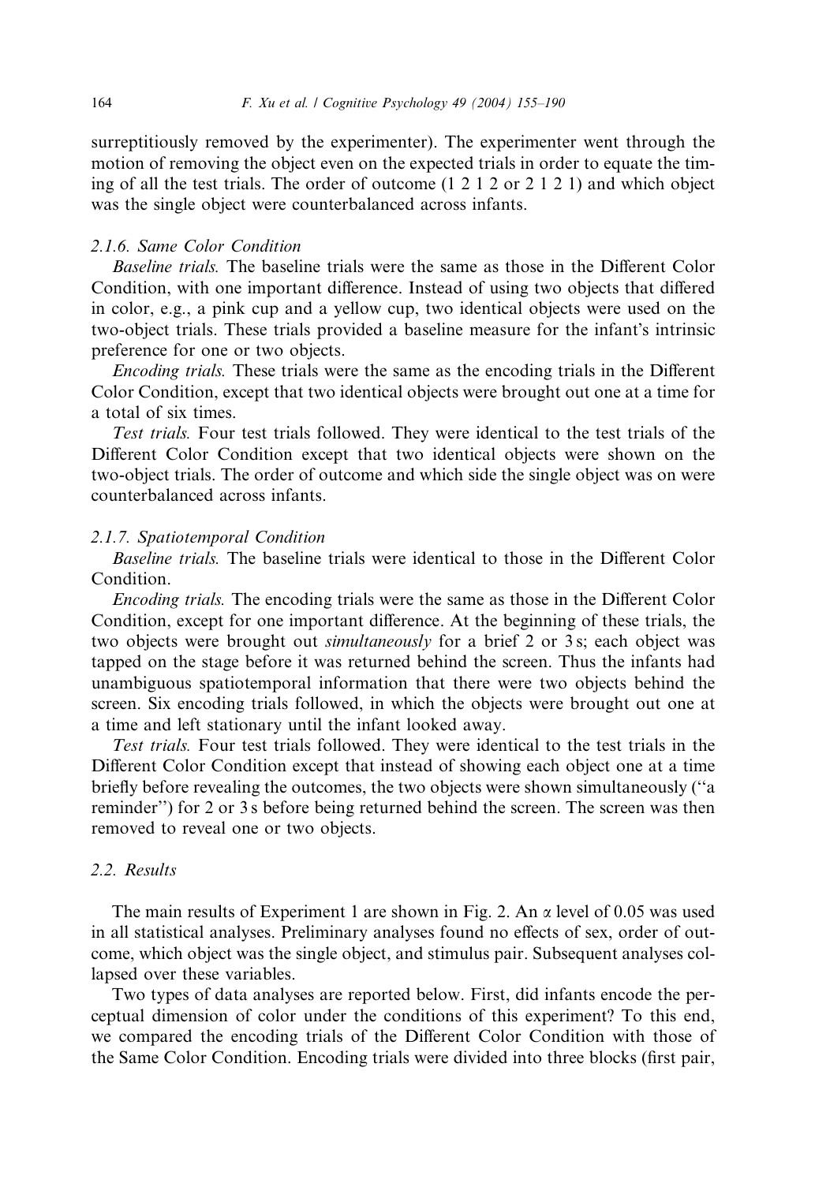surreptitiously removed by the experimenter). The experimenter went through the motion of removing the object even on the expected trials in order to equate the timing of all the test trials. The order of outcome (1 2 1 2 or 2 1 2 1) and which object was the single object were counterbalanced across infants.

### 2.1.6. Same Color Condition

*Baseline trials.* The baseline trials were the same as those in the Different Color Condition, with one important difference. Instead of using two objects that differed in color, e.g., a pink cup and a yellow cup, two identical objects were used on the two-object trials. These trials provided a baseline measure for the infant's intrinsic preference for one or two objects.

*Encoding trials.* These trials were the same as the encoding trials in the Different Color Condition, except that two identical objects were brought out one at a time for a total of six times.

*Test trials.* Four test trials followed. They were identical to the test trials of the Different Color Condition except that two identical objects were shown on the two-object trials. The order of outcome and which side the single object was on were counterbalanced across infants.

### 2.1.7. Spatiotemporal Condition

*Baseline trials.* The baseline trials were identical to those in the Different Color Condition.

*Encoding trials.* The encoding trials were the same as those in the Different Color Condition, except for one important difference. At the beginning of these trials, the two objects were brought out *simultaneously* for a brief 2 or 3 s; each object was tapped on the stage before it was returned behind the screen. Thus the infants had unambiguous spatiotemporal information that there were two objects behind the screen. Six encoding trials followed, in which the objects were brought out one at a time and left stationary until the infant looked away.

*Test trials.* Four test trials followed. They were identical to the test trials in the Different Color Condition except that instead of showing each object one at a time briefly before revealing the outcomes, the two objects were shown simultaneously ("a reminder") for 2 or 3 s before being returned behind the screen. The screen was then removed to reveal one or two objects.

## 2.2. Results

The main results of Experiment 1 are shown in Fig. 2. An $\alpha$ level of 0.05 was used in all statistical analyses. Preliminary analyses found no effects of sex, order of outcome, which object was the single object, and stimulus pair. Subsequent analyses collapsed over these variables.

Two types of data analyses are reported below. First, did infants encode the perceptual dimension of color under the conditions of this experiment? To this end, we compared the encoding trials of the Different Color Condition with those of the Same Color Condition. Encoding trials were divided into three blocks (first pair,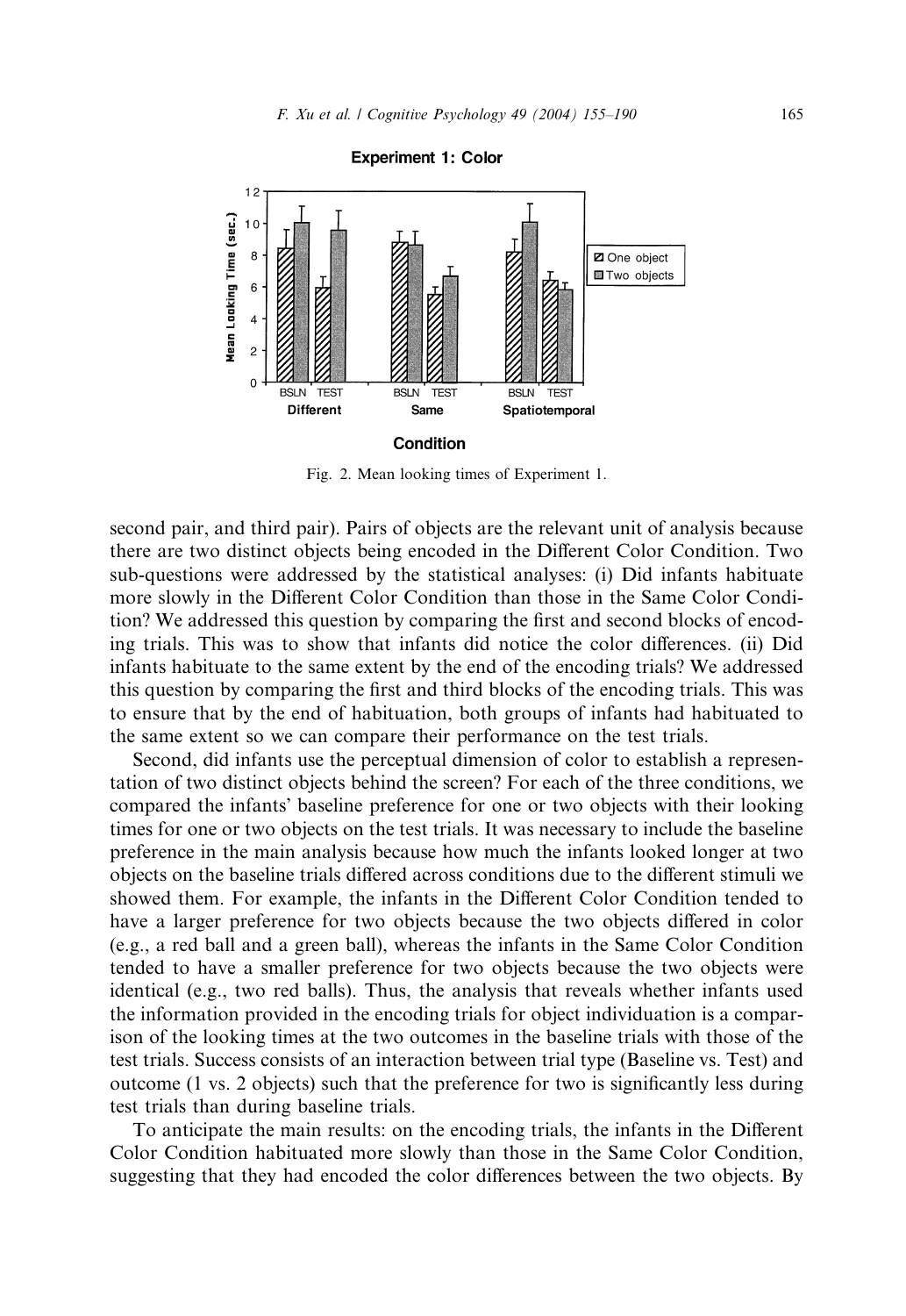Fig. 2. Mean looking times of Experiment 1.

second pair, and third pair). Pairs of objects are the relevant unit of analysis because there are two distinct objects being encoded in the Different Color Condition. Two sub-questions were addressed by the statistical analyses: (i) Did infants habituate more slowly in the Different Color Condition than those in the Same Color Condition? We addressed this question by comparing the first and second blocks of encoding trials. This was to show that infants did notice the color differences. (ii) Did infants habituate to the same extent by the end of the encoding trials? We addressed this question by comparing the first and third blocks of the encoding trials. This was to ensure that by the end of habituation, both groups of infants had habituated to the same extent so we can compare their performance on the test trials.

Second, did infants use the perceptual dimension of color to establish a representation of two distinct objects behind the screen? For each of the three conditions, we compared the infants' baseline preference for one or two objects with their looking times for one or two objects on the test trials. It was necessary to include the baseline preference in the main analysis because how much the infants looked longer at two objects on the baseline trials differed across conditions due to the different stimuli we showed them. For example, the infants in the Different Color Condition tended to have a larger preference for two objects because the two objects differed in color (e.g., a red ball and a green ball), whereas the infants in the Same Color Condition tended to have a smaller preference for two objects because the two objects were identical (e.g., two red balls). Thus, the analysis that reveals whether infants used the information provided in the encoding trials for object individuation is a comparison of the looking times at the two outcomes in the baseline trials with those of the test trials. Success consists of an interaction between trial type (Baseline vs. Test) and outcome (1 vs. 2 objects) such that the preference for two is significantly less during test trials than during baseline trials.

To anticipate the main results: on the encoding trials, the infants in the Different Color Condition habituated more slowly than those in the Same Color Condition, suggesting that they had encoded the color differences between the two objects. By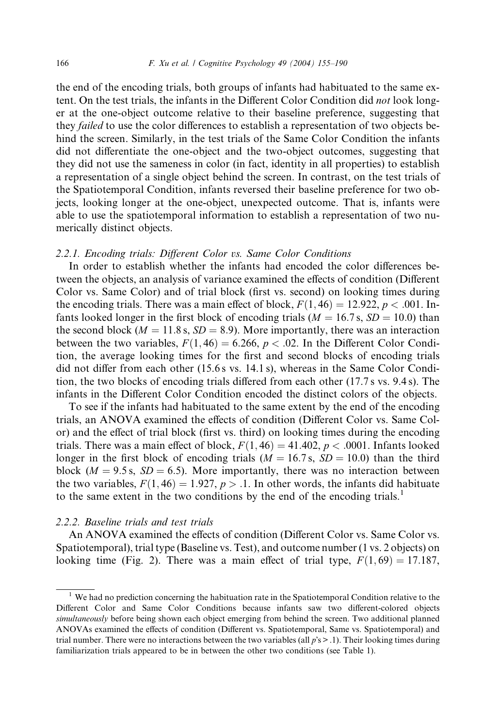the end of the encoding trials, both groups of infants had habituated to the same extent. On the test trials, the infants in the Different Color Condition did *not* look longer at the one-object outcome relative to their baseline preference, suggesting that they *failed* to use the color differences to establish a representation of two objects behind the screen. Similarly, in the test trials of the Same Color Condition the infants did not differentiate the one-object and the two-object outcomes, suggesting that they did not use the sameness in color (in fact, identity in all properties) to establish a representation of a single object behind the screen. In contrast, on the test trials of the Spatiotemporal Condition, infants reversed their baseline preference for two objects, looking longer at the one-object, unexpected outcome. That is, infants were able to use the spatiotemporal information to establish a representation of two numerically distinct objects.

### 2.2.1. Encoding trials: Different Color vs. Same Color Conditions

In order to establish whether the infants had encoded the color differences between the objects, an analysis of variance examined the effects of condition (Different Color vs. Same Color) and of trial block (first vs. second) on looking times during the encoding trials. There was a main effect of block, $F(1, 46) = 12.922$, $p < .001$. Infants looked longer in the first block of encoding trials ($M = 16.7$ s, $SD = 10.0$) than the second block ($M = 11.8$ s, $SD = 8.9$). More importantly, there was an interaction between the two variables, $F(1, 46) = 6.266$, $p < .02$. In the Different Color Condition, the average looking times for the first and second blocks of encoding trials did not differ from each other (15.6 s vs. 14.1 s), whereas in the Same Color Condition, the two blocks of encoding trials differed from each other (17.7 s vs. 9.4 s). The infants in the Different Color Condition encoded the distinct colors of the objects.

To see if the infants had habituated to the same extent by the end of the encoding trials, an ANOVA examined the effects of condition (Different Color vs. Same Color) and the effect of trial block (first vs. third) on looking times during the encoding trials. There was a main effect of block, $F(1, 46) = 41.402$, $p < .0001$. Infants looked longer in the first block of encoding trials ($M = 16.7$ s, $SD = 10.0$) than the third block ($M = 9.5$ s, $SD = 6.5$). More importantly, there was no interaction between the two variables, $F(1, 46) = 1.927$, $p > .1$. In other words, the infants did habituate to the same extent in the two conditions by the end of the encoding trials.[1]

### 2.2.2. Baseline trials and test trials

An ANOVA examined the effects of condition (Different Color vs. Same Color vs. Spatiotemporal), trial type (Baseline vs. Test), and outcome number (1 vs. 2 objects) on looking time (Fig. 2). There was a main effect of trial type, $F(1, 69) = 17.187$,

[1] We had no prediction concerning the habituation rate in the Spatiotemporal Condition relative to the Different Color and Same Color Conditions because infants saw two different-colored objects *simultaneously* before being shown each object emerging from behind the screen. Two additional planned ANOVAs examined the effects of condition (Different vs. Spatiotemporal, Same vs. Spatiotemporal) and trial number. There were no interactions between the two variables (all $p$'s > .1). Their looking times during familiarization trials appeared to be in between the other two conditions (see Table 1).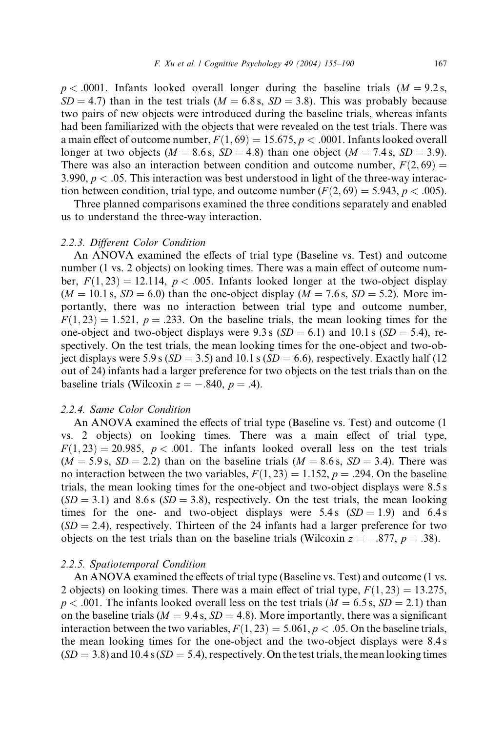$p < .0001$. Infants looked overall longer during the baseline trials ($M = 9.2$ s, $SD = 4.7$) than in the test trials ($M = 6.8$ s, $SD = 3.8$). This was probably because two pairs of new objects were introduced during the baseline trials, whereas infants had been familiarized with the objects that were revealed on the test trials. There was a main effect of outcome number, $F(1, 69) = 15.675$, $p < .0001$. Infants looked overall longer at two objects ($M = 8.6$ s, $SD = 4.8$) than one object ($M = 7.4$ s, $SD = 3.9$). There was also an interaction between condition and outcome number, $F(2, 69) = 3.990$, $p < .05$. This interaction was best understood in light of the three-way interaction between condition, trial type, and outcome number ($F(2, 69) = 5.943$, $p < .005$).

Three planned comparisons examined the three conditions separately and enabled us to understand the three-way interaction.

#### 2.2.3. *Different Color Condition*

An ANOVA examined the effects of trial type (Baseline vs. Test) and outcome number (1 vs. 2 objects) on looking times. There was a main effect of outcome number, $F(1, 23) = 12.114$, $p < .005$. Infants looked longer at the two-object display ($M = 10.1$ s, $SD = 6.0$) than the one-object display ($M = 7.6$ s, $SD = 5.2$). More importantly, there was no interaction between trial type and outcome number, $F(1, 23) = 1.521$, $p = .233$. On the baseline trials, the mean looking times for the one-object and two-object displays were 9.3 s ($SD = 6.1$) and 10.1 s ($SD = 5.4$), respectively. On the test trials, the mean looking times for the one-object and two-object displays were 5.9 s ($SD = 3.5$) and 10.1 s ($SD = 6.6$), respectively. Exactly half (12 out of 24) infants had a larger preference for two objects on the test trials than on the baseline trials (Wilcoxin $z = -.840$, $p = .4$).

#### 2.2.4. *Same Color Condition*

An ANOVA examined the effects of trial type (Baseline vs. Test) and outcome (1 vs. 2 objects) on looking times. There was a main effect of trial type, $F(1, 23) = 20.985$, $p < .001$. The infants looked overall less on the test trials ($M = 5.9$ s, $SD = 2.2$) than on the baseline trials ($M = 8.6$ s, $SD = 3.4$). There was no interaction between the two variables, $F(1, 23) = 1.152$, $p = .294$. On the baseline trials, the mean looking times for the one-object and two-object displays were 8.5 s ($SD = 3.1$) and 8.6 s ($SD = 3.8$), respectively. On the test trials, the mean looking times for the one- and two-object displays were 5.4 s ($SD = 1.9$) and 6.4 s ($SD = 2.4$), respectively. Thirteen of the 24 infants had a larger preference for two objects on the test trials than on the baseline trials (Wilcoxin $z = -.877$, $p = .38$).

#### 2.2.5. *Spatiotemporal Condition*

An ANOVA examined the effects of trial type (Baseline vs. Test) and outcome (1 vs. 2 objects) on looking times. There was a main effect of trial type, $F(1, 23) = 13.275$, $p < .001$. The infants looked overall less on the test trials ($M = 6.5$ s, $SD = 2.1$) than on the baseline trials ($M = 9.4$ s, $SD = 4.8$). More importantly, there was a significant interaction between the two variables, $F(1, 23) = 5.061$, $p < .05$. On the baseline trials, the mean looking times for the one-object and the two-object displays were 8.4 s ($SD = 3.8$) and 10.4 s ($SD = 5.4$), respectively. On the test trials, the mean looking times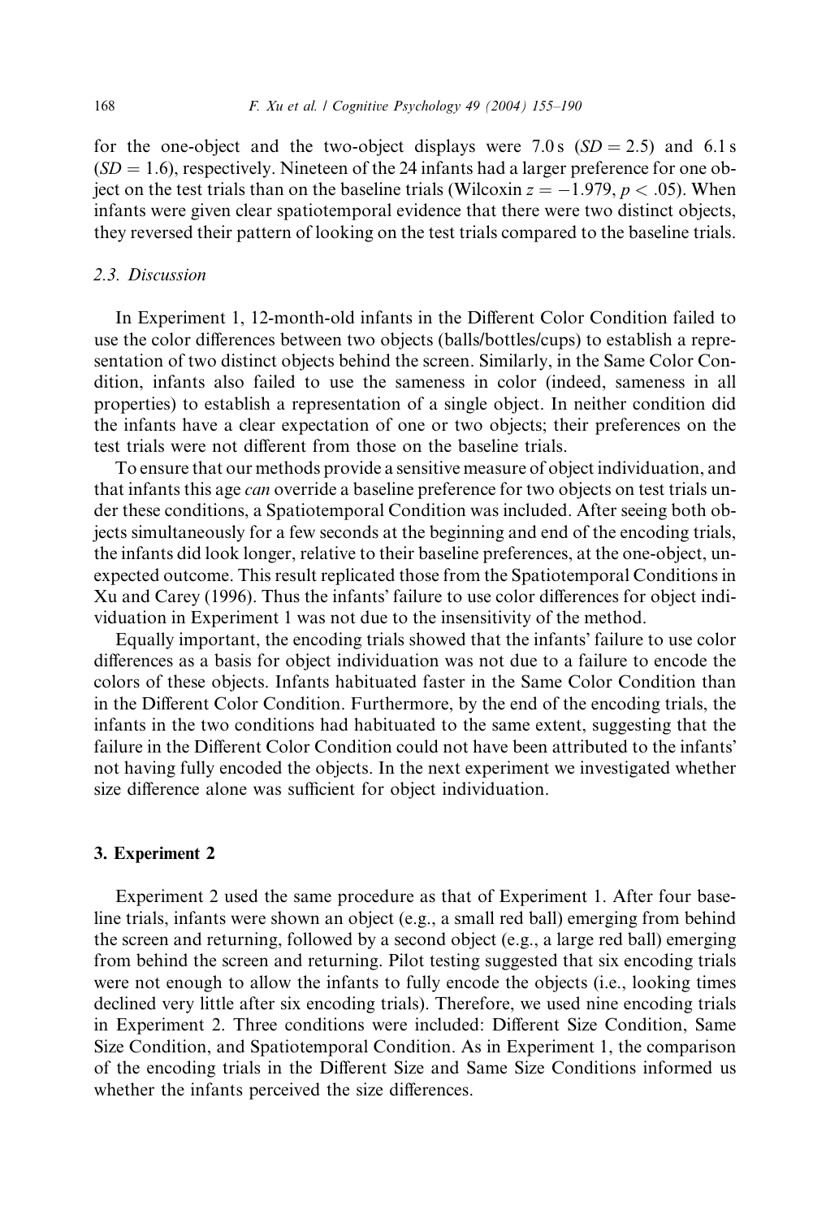for the one-object and the two-object displays were 7.0 s ($SD = 2.5$) and 6.1 s ($SD = 1.6$), respectively. Nineteen of the 24 infants had a larger preference for one object on the test trials than on the baseline trials (Wilcoxin $z = -1.979$, $p < .05$). When infants were given clear spatiotemporal evidence that there were two distinct objects, they reversed their pattern of looking on the test trials compared to the baseline trials.

### 2.3. Discussion

In Experiment 1, 12-month-old infants in the Different Color Condition failed to use the color differences between two objects (balls/bottles/cups) to establish a representation of two distinct objects behind the screen. Similarly, in the Same Color Condition, infants also failed to use the sameness in color (indeed, sameness in all properties) to establish a representation of a single object. In neither condition did the infants have a clear expectation of one or two objects; their preferences on the test trials were not different from those on the baseline trials.

To ensure that our methods provide a sensitive measure of object individuation, and that infants this age *can* override a baseline preference for two objects on test trials under these conditions, a Spatiotemporal Condition was included. After seeing both objects simultaneously for a few seconds at the beginning and end of the encoding trials, the infants did look longer, relative to their baseline preferences, at the one-object, unexpected outcome. This result replicated those from the Spatiotemporal Conditions in Xu and Carey (1996). Thus the infants' failure to use color differences for object individuation in Experiment 1 was not due to the insensitivity of the method.

Equally important, the encoding trials showed that the infants' failure to use color differences as a basis for object individuation was not due to a failure to encode the colors of these objects. Infants habituated faster in the Same Color Condition than in the Different Color Condition. Furthermore, by the end of the encoding trials, the infants in the two conditions had habituated to the same extent, suggesting that the failure in the Different Color Condition could not have been attributed to the infants' not having fully encoded the objects. In the next experiment we investigated whether size difference alone was sufficient for object individuation.

## 3. Experiment 2

Experiment 2 used the same procedure as that of Experiment 1. After four baseline trials, infants were shown an object (e.g., a small red ball) emerging from behind the screen and returning, followed by a second object (e.g., a large red ball) emerging from behind the screen and returning. Pilot testing suggested that six encoding trials were not enough to allow the infants to fully encode the objects (i.e., looking times declined very little after six encoding trials). Therefore, we used nine encoding trials in Experiment 2. Three conditions were included: Different Size Condition, Same Size Condition, and Spatiotemporal Condition. As in Experiment 1, the comparison of the encoding trials in the Different Size and Same Size Conditions informed us whether the infants perceived the size differences.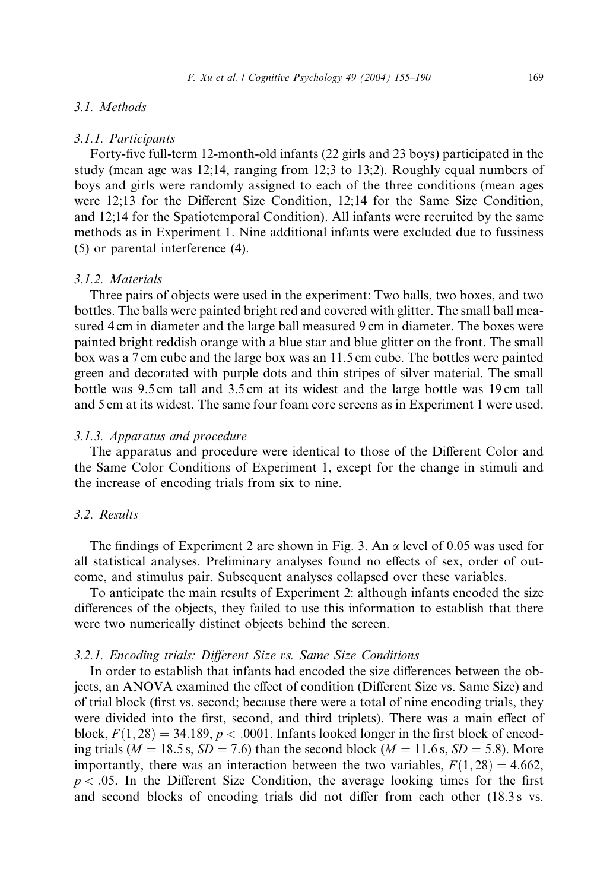### 3.1. Methods

#### 3.1.1. Participants

Forty-five full-term 12-month-old infants (22 girls and 23 boys) participated in the study (mean age was 12;14, ranging from 12;3 to 13;2). Roughly equal numbers of boys and girls were randomly assigned to each of the three conditions (mean ages were 12;13 for the Different Size Condition, 12;14 for the Same Size Condition, and 12;14 for the Spatiotemporal Condition). All infants were recruited by the same methods as in Experiment 1. Nine additional infants were excluded due to fussiness (5) or parental interference (4).

#### 3.1.2. Materials

Three pairs of objects were used in the experiment: Two balls, two boxes, and two bottles. The balls were painted bright red and covered with glitter. The small ball measured 4 cm in diameter and the large ball measured 9 cm in diameter. The boxes were painted bright reddish orange with a blue star and blue glitter on the front. The small box was a 7 cm cube and the large box was an 11.5 cm cube. The bottles were painted green and decorated with purple dots and thin stripes of silver material. The small bottle was 9.5 cm tall and 3.5 cm at its widest and the large bottle was 19 cm tall and 5 cm at its widest. The same four foam core screens as in Experiment 1 were used.

#### 3.1.3. Apparatus and procedure

The apparatus and procedure were identical to those of the Different Color and the Same Color Conditions of Experiment 1, except for the change in stimuli and the increase of encoding trials from six to nine.

### 3.2. Results

The findings of Experiment 2 are shown in Fig. 3. An $\alpha$ level of 0.05 was used for all statistical analyses. Preliminary analyses found no effects of sex, order of outcome, and stimulus pair. Subsequent analyses collapsed over these variables.

To anticipate the main results of Experiment 2: although infants encoded the size differences of the objects, they failed to use this information to establish that there were two numerically distinct objects behind the screen.

#### 3.2.1. Encoding trials: Different Size vs. Same Size Conditions

In order to establish that infants had encoded the size differences between the objects, an ANOVA examined the effect of condition (Different Size vs. Same Size) and of trial block (first vs. second; because there were a total of nine encoding trials, they were divided into the first, second, and third triplets). There was a main effect of block, $F(1, 28) = 34.189$, $p < .0001$. Infants looked longer in the first block of encoding trials ($M = 18.5$ s, $SD = 7.6$) than the second block ($M = 11.6$ s, $SD = 5.8$). More importantly, there was an interaction between the two variables, $F(1, 28) = 4.662$, $p < .05$. In the Different Size Condition, the average looking times for the first and second blocks of encoding trials did not differ from each other (18.3 s vs.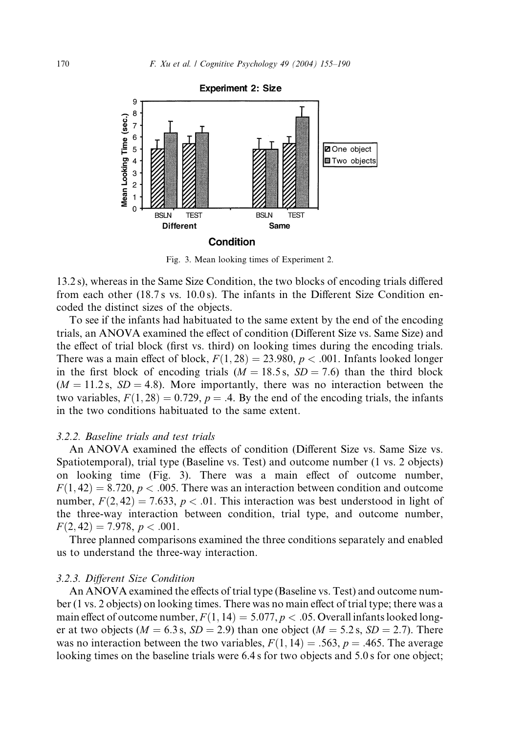Fig. 3. Mean looking times of Experiment 2.

13.2 s), whereas in the Same Size Condition, the two blocks of encoding trials differed from each other (18.7 s vs. 10.0 s). The infants in the Different Size Condition encoded the distinct sizes of the objects.

To see if the infants had habituated to the same extent by the end of the encoding trials, an ANOVA examined the effect of condition (Different Size vs. Same Size) and the effect of trial block (first vs. third) on looking times during the encoding trials. There was a main effect of block, $F(1, 28) = 23.980$, $p < .001$. Infants looked longer in the first block of encoding trials ($M = 18.5$ s, $SD = 7.6$) than the third block ($M = 11.2$ s, $SD = 4.8$). More importantly, there was no interaction between the two variables, $F(1, 28) = 0.729$, $p = .4$. By the end of the encoding trials, the infants in the two conditions habituated to the same extent.

### *3.2.2. Baseline trials and test trials*

An ANOVA examined the effects of condition (Different Size vs. Same Size vs. Spatiotemporal), trial type (Baseline vs. Test) and outcome number (1 vs. 2 objects) on looking time (Fig. 3). There was a main effect of outcome number, $F(1, 42) = 8.720$, $p < .005$. There was an interaction between condition and outcome number, $F(2, 42) = 7.633$, $p < .01$. This interaction was best understood in light of the three-way interaction between condition, trial type, and outcome number, $F(2, 42) = 7.978$, $p < .001$.

Three planned comparisons examined the three conditions separately and enabled us to understand the three-way interaction.

### *3.2.3. Different Size Condition*

An ANOVA examined the effects of trial type (Baseline vs. Test) and outcome number (1 vs. 2 objects) on looking times. There was no main effect of trial type; there was a main effect of outcome number, $F(1, 14) = 5.077$, $p < .05$. Overall infants looked longer at two objects ($M = 6.3$ s, $SD = 2.9$) than one object ($M = 5.2$ s, $SD = 2.7$). There was no interaction between the two variables, $F(1, 14) = .563$, $p = .465$. The average looking times on the baseline trials were 6.4 s for two objects and 5.0 s for one object;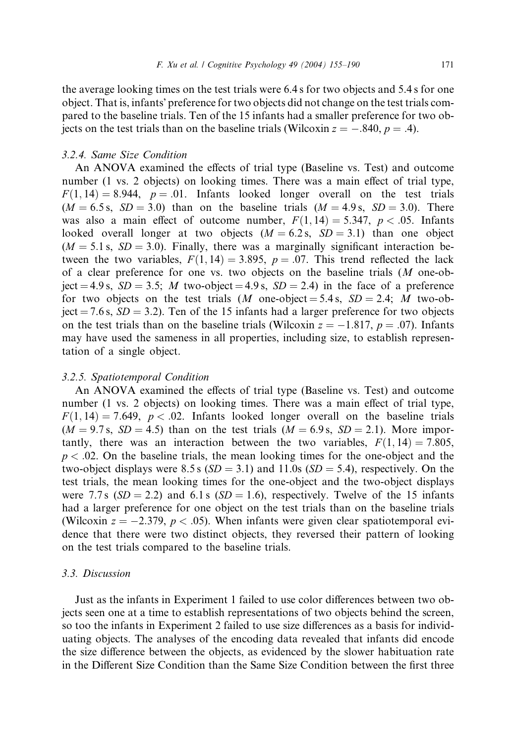the average looking times on the test trials were 6.4 s for two objects and 5.4 s for one object. That is, infants' preference for two objects did not change on the test trials compared to the baseline trials. Ten of the 15 infants had a smaller preference for two objects on the test trials than on the baseline trials (Wilcoxin $z = -.840$, $p = .4$).

#### 3.2.4. Same Size Condition

An ANOVA examined the effects of trial type (Baseline vs. Test) and outcome number (1 vs. 2 objects) on looking times. There was a main effect of trial type, $F(1, 14) = 8.944$, $p = .01$. Infants looked longer overall on the test trials ($M = 6.5$ s, $SD = 3.0$) than on the baseline trials ($M = 4.9$ s, $SD = 3.0$). There was also a main effect of outcome number, $F(1, 14) = 5.347$, $p < .05$. Infants looked overall longer at two objects ($M = 6.2$ s, $SD = 3.1$) than one object ($M = 5.1$ s, $SD = 3.0$). Finally, there was a marginally significant interaction between the two variables, $F(1, 14) = 3.895$, $p = .07$. This trend reflected the lack of a clear preference for one vs. two objects on the baseline trials ($M$ one-object = 4.9 s, $SD = 3.5$; $M$ two-object = 4.9 s, $SD = 2.4$) in the face of a preference for two objects on the test trials ($M$ one-object = 5.4 s, $SD = 2.4$; $M$ two-object = 7.6 s, $SD = 3.2$). Ten of the 15 infants had a larger preference for two objects on the test trials than on the baseline trials (Wilcoxin $z = -1.817$, $p = .07$). Infants may have used the sameness in all properties, including size, to establish representation of a single object.

#### 3.2.5. Spatiotemporal Condition

An ANOVA examined the effects of trial type (Baseline vs. Test) and outcome number (1 vs. 2 objects) on looking times. There was a main effect of trial type, $F(1, 14) = 7.649$, $p < .02$. Infants looked longer overall on the baseline trials ($M = 9.7$ s, $SD = 4.5$) than on the test trials ($M = 6.9$ s, $SD = 2.1$). More importantly, there was an interaction between the two variables, $F(1, 14) = 7.805$, $p < .02$. On the baseline trials, the mean looking times for the one-object and the two-object displays were 8.5 s ($SD = 3.1$) and 11.0s ($SD = 5.4$), respectively. On the test trials, the mean looking times for the one-object and the two-object displays were 7.7 s ($SD = 2.2$) and 6.1 s ($SD = 1.6$), respectively. Twelve of the 15 infants had a larger preference for one object on the test trials than on the baseline trials (Wilcoxin $z = -2.379$, $p < .05$). When infants were given clear spatiotemporal evidence that there were two distinct objects, they reversed their pattern of looking on the test trials compared to the baseline trials.

### 3.3. Discussion

Just as the infants in Experiment 1 failed to use color differences between two objects seen one at a time to establish representations of two objects behind the screen, so too the infants in Experiment 2 failed to use size differences as a basis for individuating objects. The analyses of the encoding data revealed that infants did encode the size difference between the objects, as evidenced by the slower habituation rate in the Different Size Condition than the Same Size Condition between the first three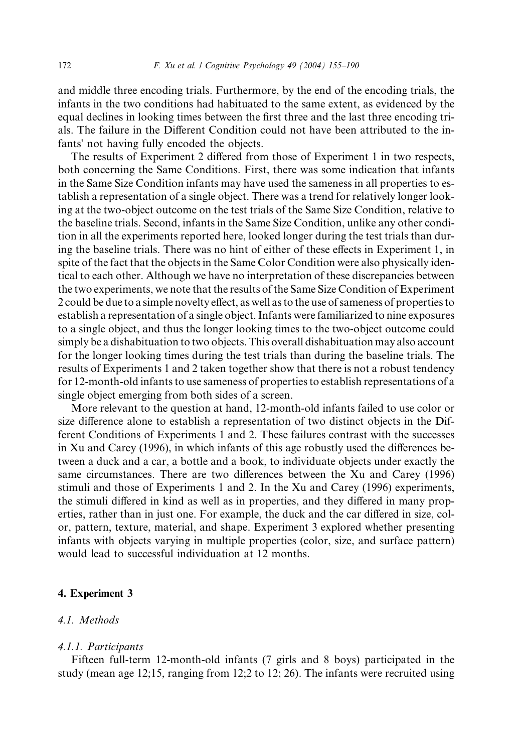and middle three encoding trials. Furthermore, by the end of the encoding trials, the infants in the two conditions had habituated to the same extent, as evidenced by the equal declines in looking times between the first three and the last three encoding trials. The failure in the Different Condition could not have been attributed to the infants' not having fully encoded the objects.

The results of Experiment 2 differed from those of Experiment 1 in two respects, both concerning the Same Conditions. First, there was some indication that infants in the Same Size Condition infants may have used the sameness in all properties to establish a representation of a single object. There was a trend for relatively longer looking at the two-object outcome on the test trials of the Same Size Condition, relative to the baseline trials. Second, infants in the Same Size Condition, unlike any other condition in all the experiments reported here, looked longer during the test trials than during the baseline trials. There was no hint of either of these effects in Experiment 1, in spite of the fact that the objects in the Same Color Condition were also physically identical to each other. Although we have no interpretation of these discrepancies between the two experiments, we note that the results of the Same Size Condition of Experiment 2 could be due to a simple novelty effect, as well as to the use of sameness of properties to establish a representation of a single object. Infants were familiarized to nine exposures to a single object, and thus the longer looking times to the two-object outcome could simply be a dishabituation to two objects. This overall dishabituation may also account for the longer looking times during the test trials than during the baseline trials. The results of Experiments 1 and 2 taken together show that there is not a robust tendency for 12-month-old infants to use sameness of properties to establish representations of a single object emerging from both sides of a screen.

More relevant to the question at hand, 12-month-old infants failed to use color or size difference alone to establish a representation of two distinct objects in the Different Conditions of Experiments 1 and 2. These failures contrast with the successes in Xu and Carey (1996), in which infants of this age robustly used the differences between a duck and a car, a bottle and a book, to individuate objects under exactly the same circumstances. There are two differences between the Xu and Carey (1996) stimuli and those of Experiments 1 and 2. In the Xu and Carey (1996) experiments, the stimuli differed in kind as well as in properties, and they differed in many properties, rather than in just one. For example, the duck and the car differed in size, color, pattern, texture, material, and shape. Experiment 3 explored whether presenting infants with objects varying in multiple properties (color, size, and surface pattern) would lead to successful individuation at 12 months.

## 4. Experiment 3

### *4.1. Methods*

#### *4.1.1. Participants*

Fifteen full-term 12-month-old infants (7 girls and 8 boys) participated in the study (mean age 12;15, ranging from 12;2 to 12; 26). The infants were recruited using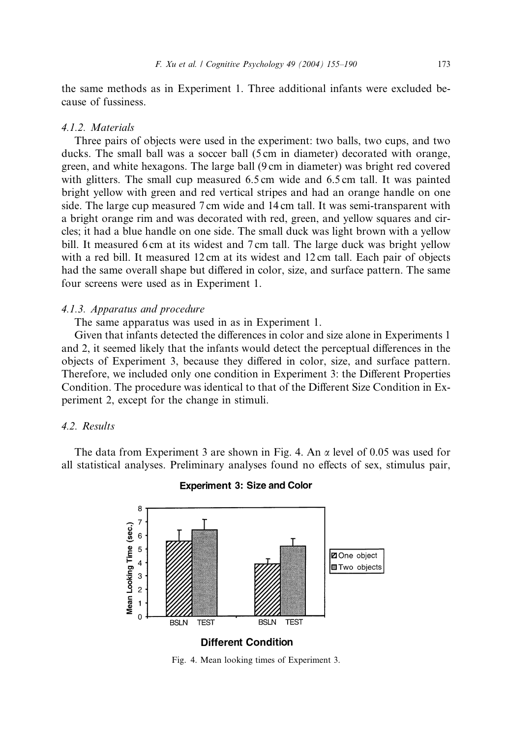the same methods as in Experiment 1. Three additional infants were excluded because of fussiness.

#### 4.1.2. Materials

Three pairs of objects were used in the experiment: two balls, two cups, and two ducks. The small ball was a soccer ball (5 cm in diameter) decorated with orange, green, and white hexagons. The large ball (9 cm in diameter) was bright red covered with glitters. The small cup measured 6.5 cm wide and 6.5 cm tall. It was painted bright yellow with green and red vertical stripes and had an orange handle on one side. The large cup measured 7 cm wide and 14 cm tall. It was semi-transparent with a bright orange rim and was decorated with red, green, and yellow squares and circles; it had a blue handle on one side. The small duck was light brown with a yellow bill. It measured 6 cm at its widest and 7 cm tall. The large duck was bright yellow with a red bill. It measured 12 cm at its widest and 12 cm tall. Each pair of objects had the same overall shape but differed in color, size, and surface pattern. The same four screens were used as in Experiment 1.

#### 4.1.3. Apparatus and procedure

The same apparatus was used in as in Experiment 1.

Given that infants detected the differences in color and size alone in Experiments 1 and 2, it seemed likely that the infants would detect the perceptual differences in the objects of Experiment 3, because they differed in color, size, and surface pattern. Therefore, we included only one condition in Experiment 3: the Different Properties Condition. The procedure was identical to that of the Different Size Condition in Experiment 2, except for the change in stimuli.

### 4.2. Results

The data from Experiment 3 are shown in Fig. 4. An $\alpha$ level of 0.05 was used for all statistical analyses. Preliminary analyses found no effects of sex, stimulus pair,

**Experiment 3: Size and Color**

Fig. 4. Mean looking times of Experiment 3.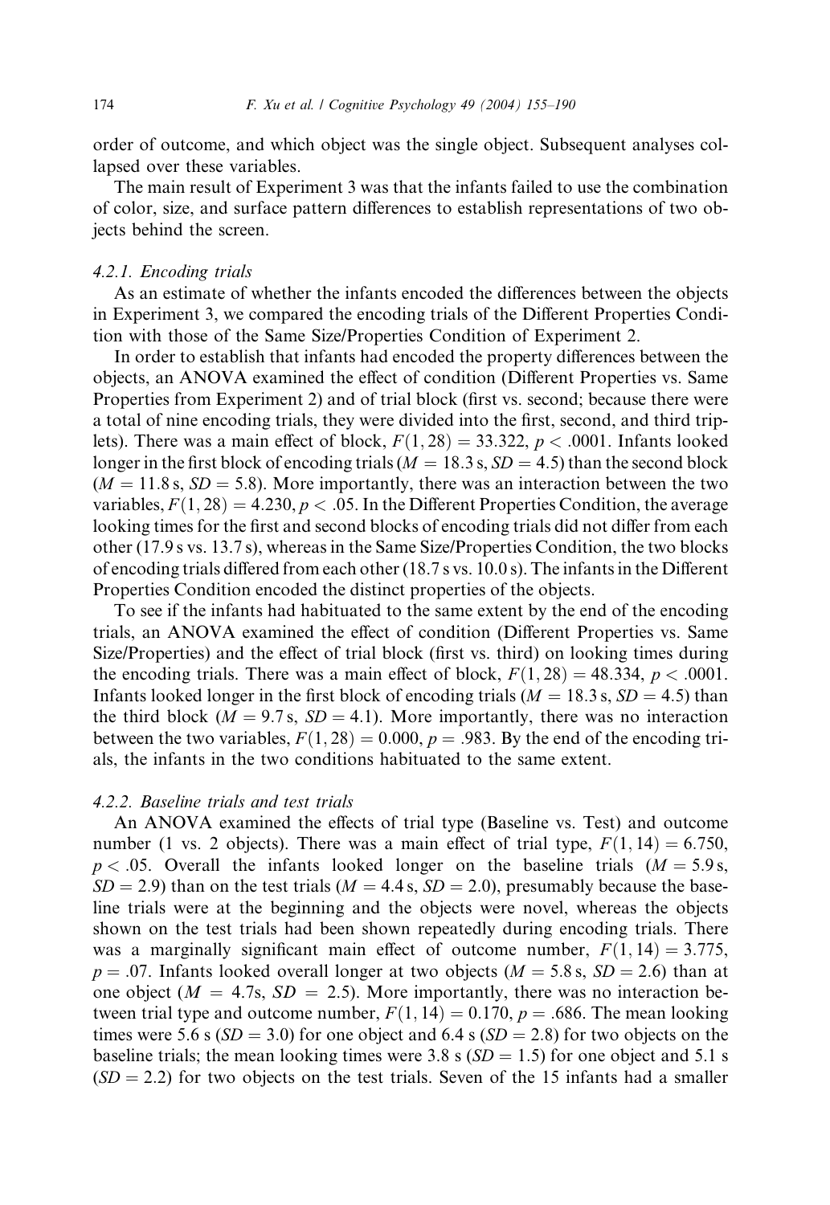order of outcome, and which object was the single object. Subsequent analyses collapsed over these variables.

The main result of Experiment 3 was that the infants failed to use the combination of color, size, and surface pattern differences to establish representations of two objects behind the screen.

#### 4.2.1. Encoding trials

As an estimate of whether the infants encoded the differences between the objects in Experiment 3, we compared the encoding trials of the Different Properties Condition with those of the Same Size/Properties Condition of Experiment 2.

In order to establish that infants had encoded the property differences between the objects, an ANOVA examined the effect of condition (Different Properties vs. Same Properties from Experiment 2) and of trial block (first vs. second; because there were a total of nine encoding trials, they were divided into the first, second, and third triplets). There was a main effect of block, $F(1, 28) = 33.322$, $p < .0001$. Infants looked longer in the first block of encoding trials ($M = 18.3$ s, $SD = 4.5$) than the second block ($M = 11.8$ s, $SD = 5.8$). More importantly, there was an interaction between the two variables, $F(1, 28) = 4.230$, $p < .05$. In the Different Properties Condition, the average looking times for the first and second blocks of encoding trials did not differ from each other (17.9 s vs. 13.7 s), whereas in the Same Size/Properties Condition, the two blocks of encoding trials differed from each other (18.7 s vs. 10.0 s). The infants in the Different Properties Condition encoded the distinct properties of the objects.

To see if the infants had habituated to the same extent by the end of the encoding trials, an ANOVA examined the effect of condition (Different Properties vs. Same Size/Properties) and the effect of trial block (first vs. third) on looking times during the encoding trials. There was a main effect of block, $F(1, 28) = 48.334$, $p < .0001$. Infants looked longer in the first block of encoding trials ($M = 18.3$ s, $SD = 4.5$) than the third block ($M = 9.7$ s, $SD = 4.1$). More importantly, there was no interaction between the two variables, $F(1, 28) = 0.000$, $p = .983$. By the end of the encoding trials, the infants in the two conditions habituated to the same extent.

#### 4.2.2. Baseline trials and test trials

An ANOVA examined the effects of trial type (Baseline vs. Test) and outcome number (1 vs. 2 objects). There was a main effect of trial type, $F(1, 14) = 6.750$, $p < .05$. Overall the infants looked longer on the baseline trials ($M = 5.9$ s, $SD = 2.9$) than on the test trials ($M = 4.4$ s, $SD = 2.0$), presumably because the baseline trials were at the beginning and the objects were novel, whereas the objects shown on the test trials had been shown repeatedly during encoding trials. There was a marginally significant main effect of outcome number, $F(1, 14) = 3.775$, $p = .07$. Infants looked overall longer at two objects ($M = 5.8$ s, $SD = 2.6$) than at one object ($M = 4.7$s, $SD = 2.5$). More importantly, there was no interaction between trial type and outcome number, $F(1, 14) = 0.170$, $p = .686$. The mean looking times were 5.6 s ($SD = 3.0$) for one object and 6.4 s ($SD = 2.8$) for two objects on the baseline trials; the mean looking times were 3.8 s ($SD = 1.5$) for one object and 5.1 s ($SD = 2.2$) for two objects on the test trials. Seven of the 15 infants had a smaller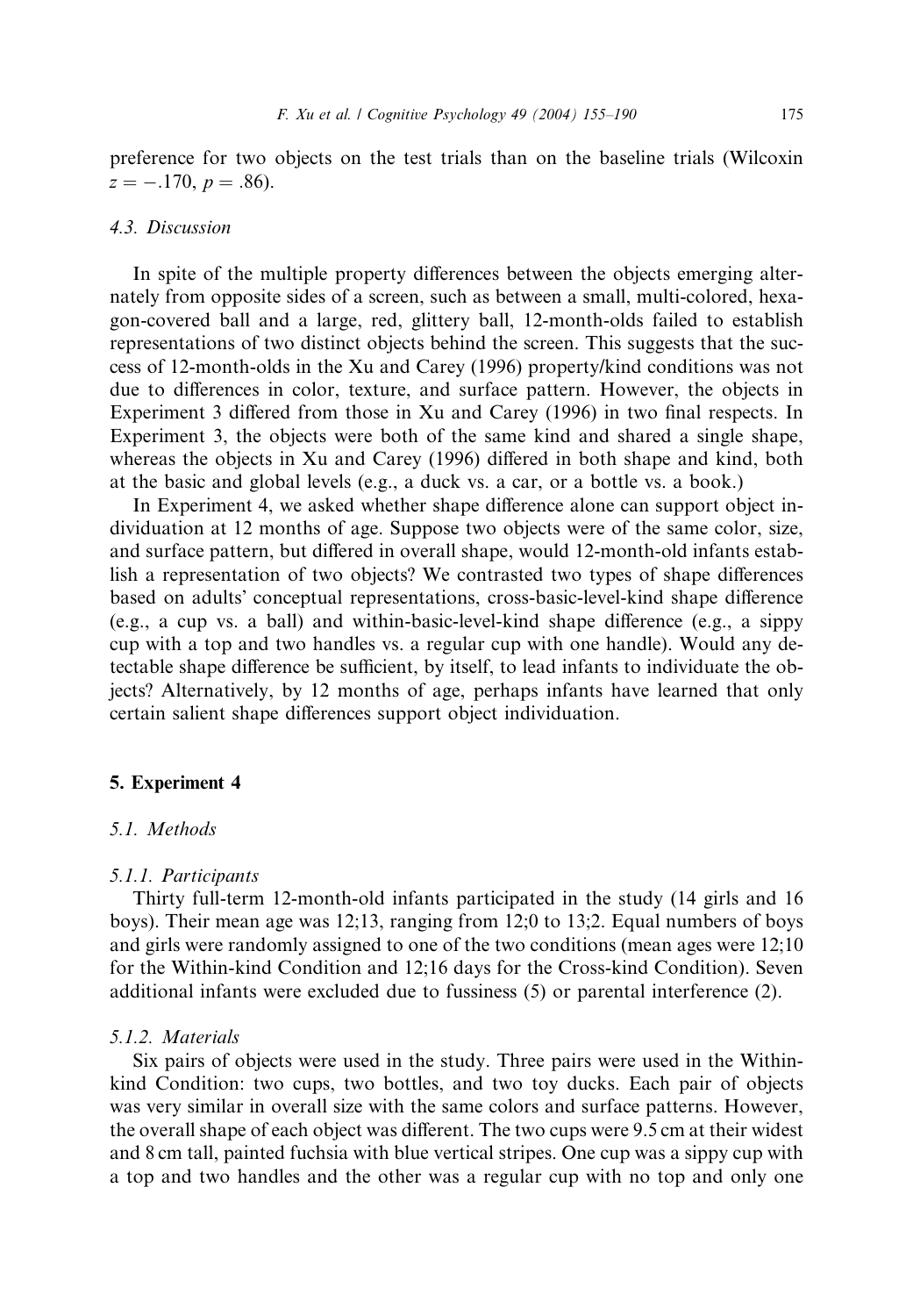preference for two objects on the test trials than on the baseline trials (Wilcoxin $z = -.170$, $p = .86$).

### 4.3. Discussion

In spite of the multiple property differences between the objects emerging alternately from opposite sides of a screen, such as between a small, multi-colored, hexagon-covered ball and a large, red, glittery ball, 12-month-olds failed to establish representations of two distinct objects behind the screen. This suggests that the success of 12-month-olds in the Xu and Carey (1996) property/kind conditions was not due to differences in color, texture, and surface pattern. However, the objects in Experiment 3 differed from those in Xu and Carey (1996) in two final respects. In Experiment 3, the objects were both of the same kind and shared a single shape, whereas the objects in Xu and Carey (1996) differed in both shape and kind, both at the basic and global levels (e.g., a duck vs. a car, or a bottle vs. a book.)

In Experiment 4, we asked whether shape difference alone can support object individuation at 12 months of age. Suppose two objects were of the same color, size, and surface pattern, but differed in overall shape, would 12-month-old infants establish a representation of two objects? We contrasted two types of shape differences based on adults' conceptual representations, cross-basic-level-kind shape difference (e.g., a cup vs. a ball) and within-basic-level-kind shape difference (e.g., a sippy cup with a top and two handles vs. a regular cup with one handle). Would any detectable shape difference be sufficient, by itself, to lead infants to individuate the objects? Alternatively, by 12 months of age, perhaps infants have learned that only certain salient shape differences support object individuation.

## 5. Experiment 4

### 5.1. Methods

#### 5.1.1. Participants

Thirty full-term 12-month-old infants participated in the study (14 girls and 16 boys). Their mean age was 12;13, ranging from 12;0 to 13;2. Equal numbers of boys and girls were randomly assigned to one of the two conditions (mean ages were 12;10 for the Within-kind Condition and 12;16 days for the Cross-kind Condition). Seven additional infants were excluded due to fussiness (5) or parental interference (2).

#### 5.1.2. Materials

Six pairs of objects were used in the study. Three pairs were used in the Within-kind Condition: two cups, two bottles, and two toy ducks. Each pair of objects was very similar in overall size with the same colors and surface patterns. However, the overall shape of each object was different. The two cups were 9.5 cm at their widest and 8 cm tall, painted fuchsia with blue vertical stripes. One cup was a sippy cup with a top and two handles and the other was a regular cup with no top and only one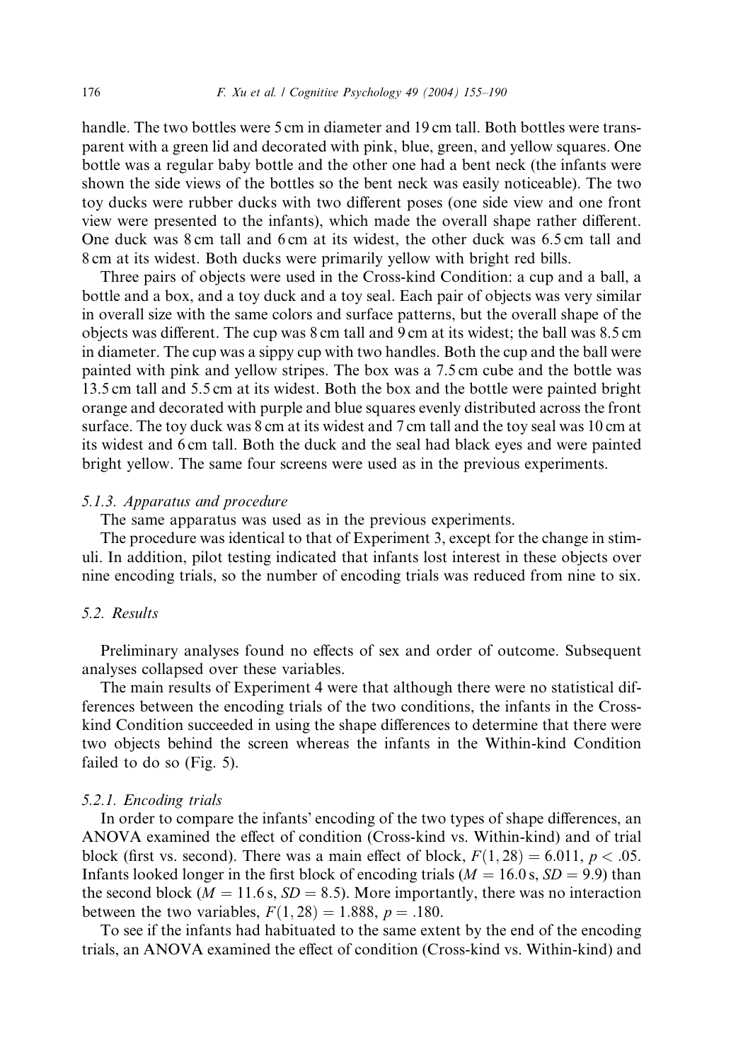handle. The two bottles were 5 cm in diameter and 19 cm tall. Both bottles were transparent with a green lid and decorated with pink, blue, green, and yellow squares. One bottle was a regular baby bottle and the other one had a bent neck (the infants were shown the side views of the bottles so the bent neck was easily noticeable). The two toy ducks were rubber ducks with two different poses (one side view and one front view were presented to the infants), which made the overall shape rather different. One duck was 8 cm tall and 6 cm at its widest, the other duck was 6.5 cm tall and 8 cm at its widest. Both ducks were primarily yellow with bright red bills.

Three pairs of objects were used in the Cross-kind Condition: a cup and a ball, a bottle and a box, and a toy duck and a toy seal. Each pair of objects was very similar in overall size with the same colors and surface patterns, but the overall shape of the objects was different. The cup was 8 cm tall and 9 cm at its widest; the ball was 8.5 cm in diameter. The cup was a sippy cup with two handles. Both the cup and the ball were painted with pink and yellow stripes. The box was a 7.5 cm cube and the bottle was 13.5 cm tall and 5.5 cm at its widest. Both the box and the bottle were painted bright orange and decorated with purple and blue squares evenly distributed across the front surface. The toy duck was 8 cm at its widest and 7 cm tall and the toy seal was 10 cm at its widest and 6 cm tall. Both the duck and the seal had black eyes and were painted bright yellow. The same four screens were used as in the previous experiments.

#### *5.1.3. Apparatus and procedure*

The same apparatus was used as in the previous experiments.

The procedure was identical to that of Experiment 3, except for the change in stimuli. In addition, pilot testing indicated that infants lost interest in these objects over nine encoding trials, so the number of encoding trials was reduced from nine to six.

### *5.2. Results*

Preliminary analyses found no effects of sex and order of outcome. Subsequent analyses collapsed over these variables.

The main results of Experiment 4 were that although there were no statistical differences between the encoding trials of the two conditions, the infants in the Cross-kind Condition succeeded in using the shape differences to determine that there were two objects behind the screen whereas the infants in the Within-kind Condition failed to do so (Fig. 5).

#### *5.2.1. Encoding trials*

In order to compare the infants' encoding of the two types of shape differences, an ANOVA examined the effect of condition (Cross-kind vs. Within-kind) and of trial block (first vs. second). There was a main effect of block, $F(1, 28) = 6.011$, $p < .05$. Infants looked longer in the first block of encoding trials ($M = 16.0$ s, $SD = 9.9$) than the second block ($M = 11.6$ s, $SD = 8.5$). More importantly, there was no interaction between the two variables, $F(1, 28) = 1.888$, $p = .180$.

To see if the infants had habituated to the same extent by the end of the encoding trials, an ANOVA examined the effect of condition (Cross-kind vs. Within-kind) and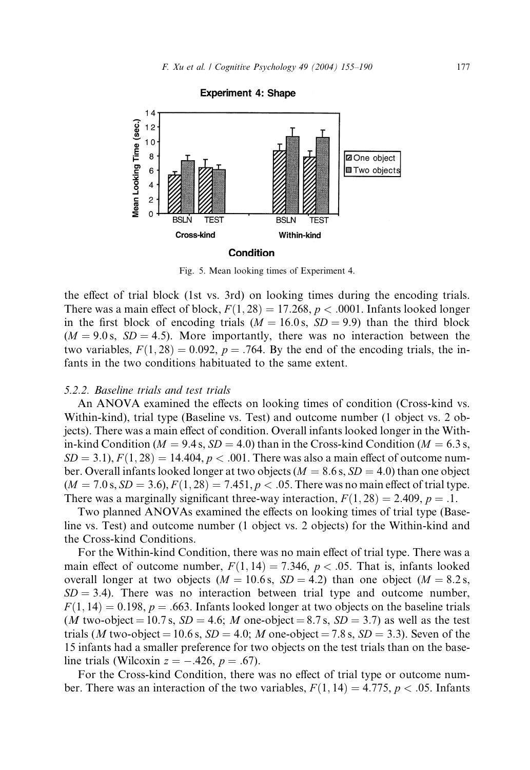Experiment 4: Shape

Fig. 5. Mean looking times of Experiment 4.

the effect of trial block (1st vs. 3rd) on looking times during the encoding trials. There was a main effect of block, $F(1, 28) = 17.268$, $p < .0001$. Infants looked longer in the first block of encoding trials ($M = 16.0$ s, $SD = 9.9$) than the third block ($M = 9.0$ s, $SD = 4.5$). More importantly, there was no interaction between the two variables, $F(1, 28) = 0.092$, $p = .764$. By the end of the encoding trials, the infants in the two conditions habituated to the same extent.

#### 5.2.2. Baseline trials and test trials

An ANOVA examined the effects on looking times of condition (Cross-kind vs. Within-kind), trial type (Baseline vs. Test) and outcome number (1 object vs. 2 objects). There was a main effect of condition. Overall infants looked longer in the Within-kind Condition ($M = 9.4$ s, $SD = 4.0$) than in the Cross-kind Condition ($M = 6.3$ s, $SD = 3.1$), $F(1, 28) = 14.404$, $p < .001$. There was also a main effect of outcome number. Overall infants looked longer at two objects ($M = 8.6$ s, $SD = 4.0$) than one object ($M = 7.0$ s, $SD = 3.6$), $F(1, 28) = 7.451$, $p < .05$. There was no main effect of trial type. There was a marginally significant three-way interaction, $F(1, 28) = 2.409$, $p = .1$.

Two planned ANOVAs examined the effects on looking times of trial type (Baseline vs. Test) and outcome number (1 object vs. 2 objects) for the Within-kind and the Cross-kind Conditions.

For the Within-kind Condition, there was no main effect of trial type. There was a main effect of outcome number, $F(1, 14) = 7.346$, $p < .05$. That is, infants looked overall longer at two objects ($M = 10.6$ s, $SD = 4.2$) than one object ($M = 8.2$ s, $SD = 3.4$). There was no interaction between trial type and outcome number, $F(1, 14) = 0.198$, $p = .663$. Infants looked longer at two objects on the baseline trials ($M$ two-object = 10.7 s, $SD = 4.6$; $M$ one-object = 8.7 s, $SD = 3.7$) as well as the test trials ($M$ two-object = 10.6 s, $SD = 4.0$; $M$ one-object = 7.8 s, $SD = 3.3$). Seven of the 15 infants had a smaller preference for two objects on the test trials than on the baseline trials (Wilcoxin $z = -.426$, $p = .67$).

For the Cross-kind Condition, there was no effect of trial type or outcome number. There was an interaction of the two variables, $F(1, 14) = 4.775$, $p < .05$. Infants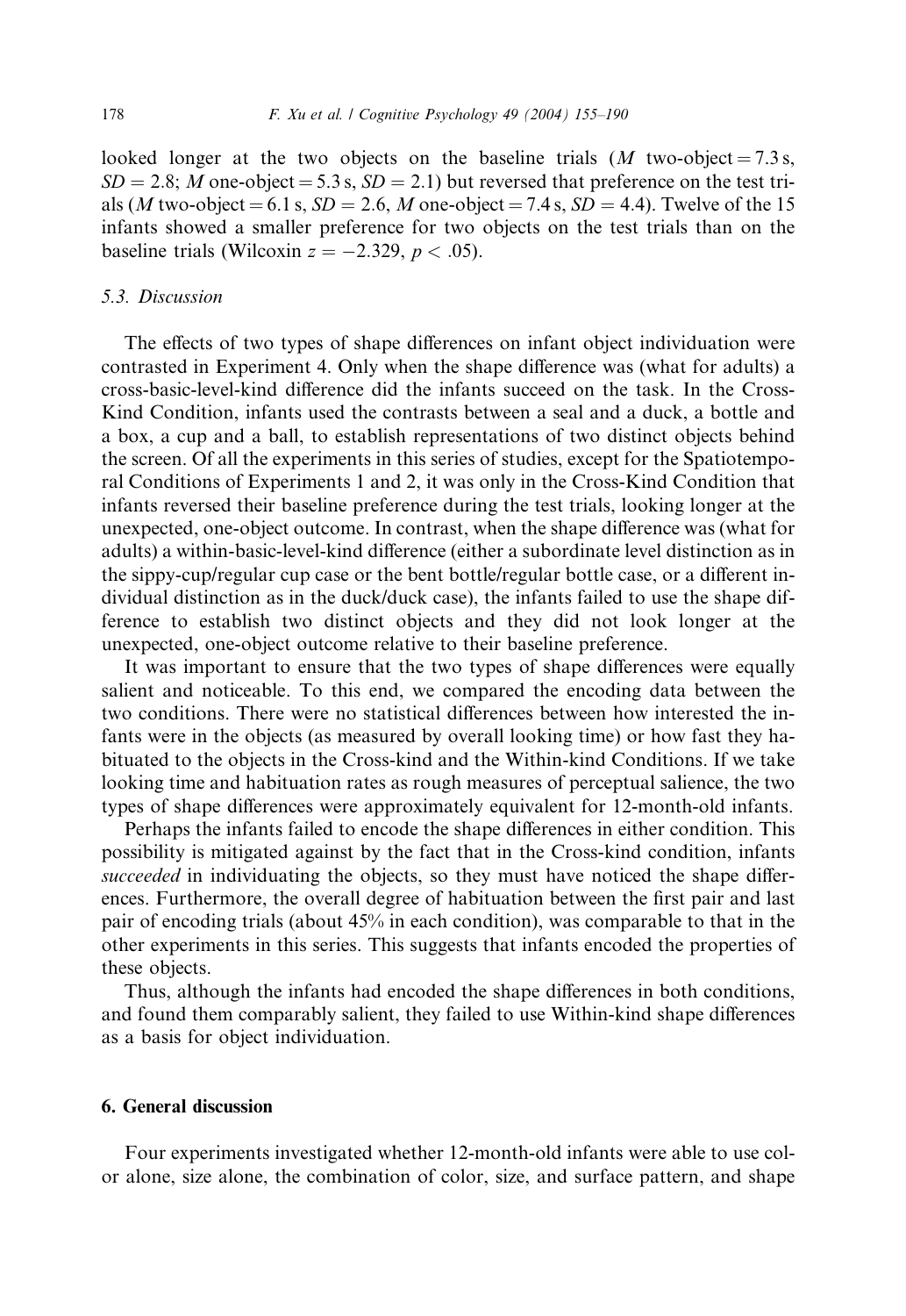looked longer at the two objects on the baseline trials ($M$ two-object = 7.3 s, $SD = 2.8$; $M$ one-object = 5.3 s, $SD = 2.1$) but reversed that preference on the test trials ($M$ two-object = 6.1 s, $SD = 2.6$, $M$ one-object = 7.4 s, $SD = 4.4$). Twelve of the 15 infants showed a smaller preference for two objects on the test trials than on the baseline trials (Wilcoxin $z = -2.329$, $p < .05$).

### 5.3. Discussion

The effects of two types of shape differences on infant object individuation were contrasted in Experiment 4. Only when the shape difference was (what for adults) a cross-basic-level-kind difference did the infants succeed on the task. In the Cross-Kind Condition, infants used the contrasts between a seal and a duck, a bottle and a box, a cup and a ball, to establish representations of two distinct objects behind the screen. Of all the experiments in this series of studies, except for the Spatiotemporal Conditions of Experiments 1 and 2, it was only in the Cross-Kind Condition that infants reversed their baseline preference during the test trials, looking longer at the unexpected, one-object outcome. In contrast, when the shape difference was (what for adults) a within-basic-level-kind difference (either a subordinate level distinction as in the sippy-cup/regular cup case or the bent bottle/regular bottle case, or a different individual distinction as in the duck/duck case), the infants failed to use the shape difference to establish two distinct objects and they did not look longer at the unexpected, one-object outcome relative to their baseline preference.

It was important to ensure that the two types of shape differences were equally salient and noticeable. To this end, we compared the encoding data between the two conditions. There were no statistical differences between how interested the infants were in the objects (as measured by overall looking time) or how fast they habituated to the objects in the Cross-kind and the Within-kind Conditions. If we take looking time and habituation rates as rough measures of perceptual salience, the two types of shape differences were approximately equivalent for 12-month-old infants.

Perhaps the infants failed to encode the shape differences in either condition. This possibility is mitigated against by the fact that in the Cross-kind condition, infants *succeeded* in individuating the objects, so they must have noticed the shape differences. Furthermore, the overall degree of habituation between the first pair and last pair of encoding trials (about 45% in each condition), was comparable to that in the other experiments in this series. This suggests that infants encoded the properties of these objects.

Thus, although the infants had encoded the shape differences in both conditions, and found them comparably salient, they failed to use Within-kind shape differences as a basis for object individuation.

## 6. General discussion

Four experiments investigated whether 12-month-old infants were able to use color alone, size alone, the combination of color, size, and surface pattern, and shape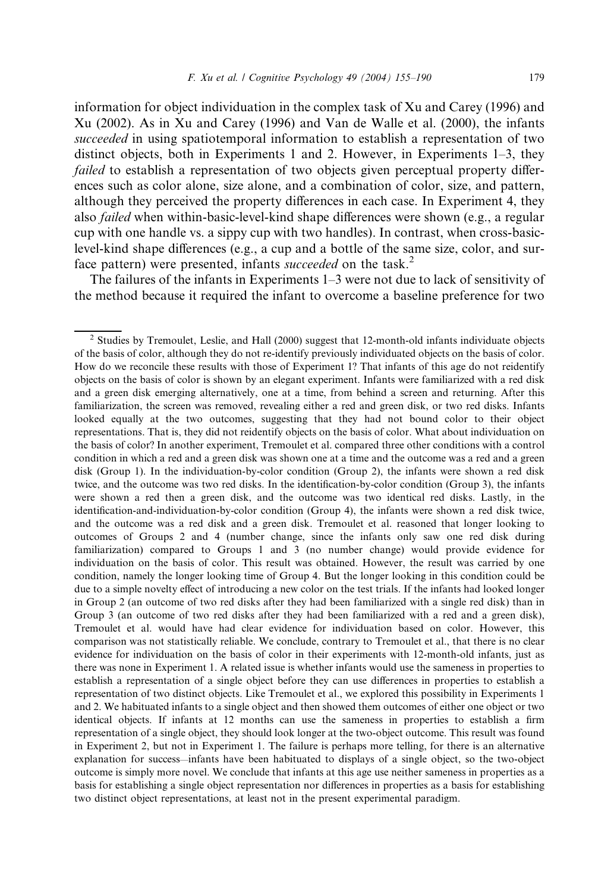information for object individuation in the complex task of Xu and Carey (1996) and Xu (2002). As in Xu and Carey (1996) and Van de Walle et al. (2000), the infants *succeeded* in using spatiotemporal information to establish a representation of two distinct objects, both in Experiments 1 and 2. However, in Experiments 1–3, they *failed* to establish a representation of two objects given perceptual property differences such as color alone, size alone, and a combination of color, size, and pattern, although they perceived the property differences in each case. In Experiment 4, they also *failed* when within-basic-level-kind shape differences were shown (e.g., a regular cup with one handle vs. a sippy cup with two handles). In contrast, when cross-basic-level-kind shape differences (e.g., a cup and a bottle of the same size, color, and surface pattern) were presented, infants *succeeded* on the task.[2]

The failures of the infants in Experiments 1–3 were not due to lack of sensitivity of the method because it required the infant to overcome a baseline preference for two

---

[2] Studies by Tremoulet, Leslie, and Hall (2000) suggest that 12-month-old infants individuate objects of the basis of color, although they do not re-identify previously individuated objects on the basis of color. How do we reconcile these results with those of Experiment 1? That infants of this age do not reidentify objects on the basis of color is shown by an elegant experiment. Infants were familiarized with a red disk and a green disk emerging alternatively, one at a time, from behind a screen and returning. After this familiarization, the screen was removed, revealing either a red and green disk, or two red disks. Infants looked equally at the two outcomes, suggesting that they had not bound color to their object representations. That is, they did not reidentify objects on the basis of color. What about individuation on the basis of color? In another experiment, Tremoulet et al. compared three other conditions with a control condition in which a red and a green disk was shown one at a time and the outcome was a red and a green disk (Group 1). In the individuation-by-color condition (Group 2), the infants were shown a red disk twice, and the outcome was two red disks. In the identification-by-color condition (Group 3), the infants were shown a red then a green disk, and the outcome was two identical red disks. Lastly, in the identification-and-individuation-by-color condition (Group 4), the infants were shown a red disk twice, and the outcome was a red disk and a green disk. Tremoulet et al. reasoned that longer looking to outcomes of Groups 2 and 4 (number change, since the infants only saw one red disk during familiarization) compared to Groups 1 and 3 (no number change) would provide evidence for individuation on the basis of color. This result was obtained. However, the result was carried by one condition, namely the longer looking time of Group 4. But the longer looking in this condition could be due to a simple novelty effect of introducing a new color on the test trials. If the infants had looked longer in Group 2 (an outcome of two red disks after they had been familiarized with a single red disk) than in Group 3 (an outcome of two red disks after they had been familiarized with a red and a green disk), Tremoulet et al. would have had clear evidence for individuation based on color. However, this comparison was not statistically reliable. We conclude, contrary to Tremoulet et al., that there is no clear evidence for individuation on the basis of color in their experiments with 12-month-old infants, just as there was none in Experiment 1. A related issue is whether infants would use the sameness in properties to establish a representation of a single object before they can use differences in properties to establish a representation of two distinct objects. Like Tremoulet et al., we explored this possibility in Experiments 1 and 2. We habituated infants to a single object and then showed them outcomes of either one object or two identical objects. If infants at 12 months can use the sameness in properties to establish a firm representation of a single object, they should look longer at the two-object outcome. This result was found in Experiment 2, but not in Experiment 1. The failure is perhaps more telling, for there is an alternative explanation for success—infants have been habituated to displays of a single object, so the two-object outcome is simply more novel. We conclude that infants at this age use neither sameness in properties as a basis for establishing a single object representation nor differences in properties as a basis for establishing two distinct object representations, at least not in the present experimental paradigm.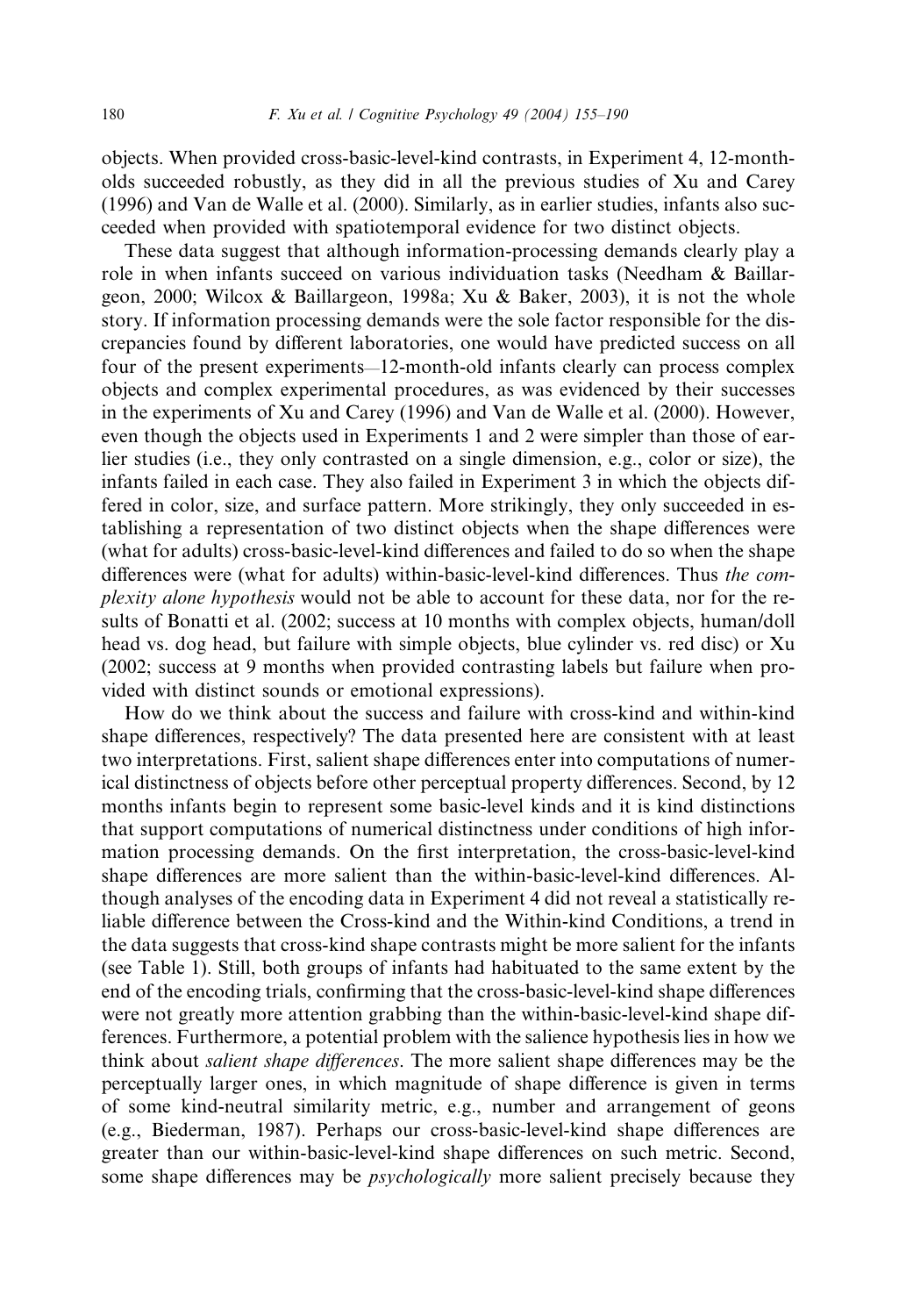objects. When provided cross-basic-level-kind contrasts, in Experiment 4, 12-month-olds succeeded robustly, as they did in all the previous studies of Xu and Carey (1996) and Van de Walle et al. (2000). Similarly, as in earlier studies, infants also succeeded when provided with spatiotemporal evidence for two distinct objects.

These data suggest that although information-processing demands clearly play a role in when infants succeed on various individuation tasks (Needham & Baillargeon, 2000; Wilcox & Baillargeon, 1998a; Xu & Baker, 2003), it is not the whole story. If information processing demands were the sole factor responsible for the discrepancies found by different laboratories, one would have predicted success on all four of the present experiments—12-month-old infants clearly can process complex objects and complex experimental procedures, as was evidenced by their successes in the experiments of Xu and Carey (1996) and Van de Walle et al. (2000). However, even though the objects used in Experiments 1 and 2 were simpler than those of earlier studies (i.e., they only contrasted on a single dimension, e.g., color or size), the infants failed in each case. They also failed in Experiment 3 in which the objects differed in color, size, and surface pattern. More strikingly, they only succeeded in establishing a representation of two distinct objects when the shape differences were (what for adults) cross-basic-level-kind differences and failed to do so when the shape differences were (what for adults) within-basic-level-kind differences. Thus *the complexity alone hypothesis* would not be able to account for these data, nor for the results of Bonatti et al. (2002; success at 10 months with complex objects, human/doll head vs. dog head, but failure with simple objects, blue cylinder vs. red disc) or Xu (2002; success at 9 months when provided contrasting labels but failure when provided with distinct sounds or emotional expressions).

How do we think about the success and failure with cross-kind and within-kind shape differences, respectively? The data presented here are consistent with at least two interpretations. First, salient shape differences enter into computations of numerical distinctness of objects before other perceptual property differences. Second, by 12 months infants begin to represent some basic-level kinds and it is kind distinctions that support computations of numerical distinctness under conditions of high information processing demands. On the first interpretation, the cross-basic-level-kind shape differences are more salient than the within-basic-level-kind differences. Although analyses of the encoding data in Experiment 4 did not reveal a statistically reliable difference between the Cross-kind and the Within-kind Conditions, a trend in the data suggests that cross-kind shape contrasts might be more salient for the infants (see Table 1). Still, both groups of infants had habituated to the same extent by the end of the encoding trials, confirming that the cross-basic-level-kind shape differences were not greatly more attention grabbing than the within-basic-level-kind shape differences. Furthermore, a potential problem with the salience hypothesis lies in how we think about *salient shape differences*. The more salient shape differences may be the perceptually larger ones, in which magnitude of shape difference is given in terms of some kind-neutral similarity metric, e.g., number and arrangement of geons (e.g., Biederman, 1987). Perhaps our cross-basic-level-kind shape differences are greater than our within-basic-level-kind shape differences on such metric. Second, some shape differences may be *psychologically* more salient precisely because they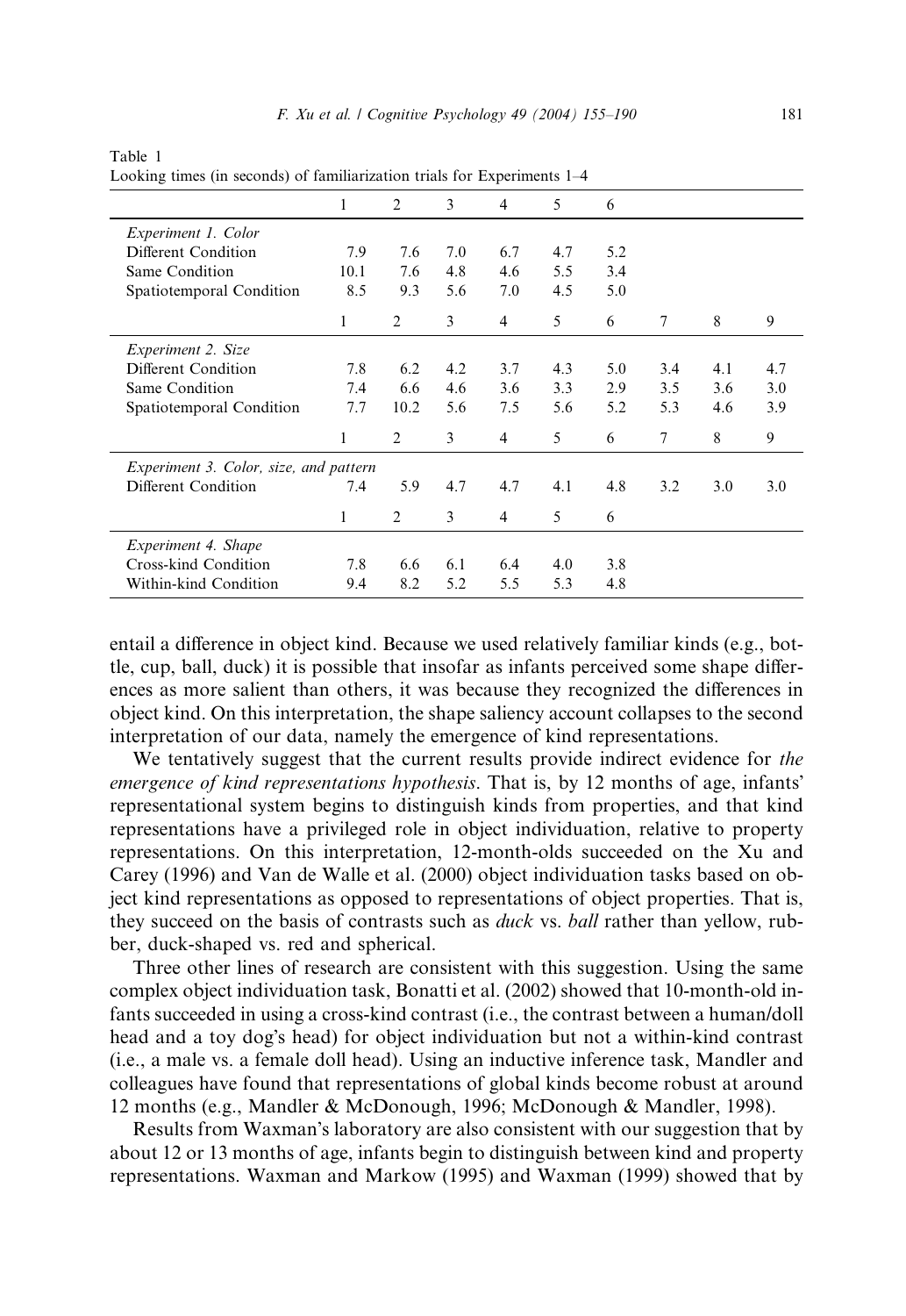Table 1
Looking times (in seconds) of familiarization trials for Experiments 1–4

| | 1 | 2 | 3 | 4 | 5 | 6 | | | |
|---|---|---|---|---|---|---|---|---|---|
| *Experiment 1. Color* | | | | | | | | | |
| Different Condition | 7.9 | 7.6 | 7.0 | 6.7 | 4.7 | 5.2 | | | |
| Same Condition | 10.1 | 7.6 | 4.8 | 4.6 | 5.5 | 3.4 | | | |
| Spatiotemporal Condition | 8.5 | 9.3 | 5.6 | 7.0 | 4.5 | 5.0 | | | |
| | 1 | 2 | 3 | 4 | 5 | 6 | 7 | 8 | 9 |
| *Experiment 2. Size* | | | | | | | | | |
| Different Condition | 7.8 | 6.2 | 4.2 | 3.7 | 4.3 | 5.0 | 3.4 | 4.1 | 4.7 |
| Same Condition | 7.4 | 6.6 | 4.6 | 3.6 | 3.3 | 2.9 | 3.5 | 3.6 | 3.0 |
| Spatiotemporal Condition | 7.7 | 10.2 | 5.6 | 7.5 | 5.6 | 5.2 | 5.3 | 4.6 | 3.9 |
| | 1 | 2 | 3 | 4 | 5 | 6 | 7 | 8 | 9 |
| *Experiment 3. Color, size, and pattern* | | | | | | | | | |
| Different Condition | 7.4 | 5.9 | 4.7 | 4.7 | 4.1 | 4.8 | 3.2 | 3.0 | 3.0 |
| | 1 | 2 | 3 | 4 | 5 | 6 | | | |
| *Experiment 4. Shape* | | | | | | | | | |
| Cross-kind Condition | 7.8 | 6.6 | 6.1 | 6.4 | 4.0 | 3.8 | | | |
| Within-kind Condition | 9.4 | 8.2 | 5.2 | 5.5 | 5.3 | 4.8 | | | |

entail a difference in object kind. Because we used relatively familiar kinds (e.g., bottle, cup, ball, duck) it is possible that insofar as infants perceived some shape differences as more salient than others, it was because they recognized the differences in object kind. On this interpretation, the shape saliency account collapses to the second interpretation of our data, namely the emergence of kind representations.

We tentatively suggest that the current results provide indirect evidence for *the emergence of kind representations hypothesis*. That is, by 12 months of age, infants' representational system begins to distinguish kinds from properties, and that kind representations have a privileged role in object individuation, relative to property representations. On this interpretation, 12-month-olds succeeded on the Xu and Carey (1996) and Van de Walle et al. (2000) object individuation tasks based on object kind representations as opposed to representations of object properties. That is, they succeed on the basis of contrasts such as *duck* vs. *ball* rather than yellow, rubber, duck-shaped vs. red and spherical.

Three other lines of research are consistent with this suggestion. Using the same complex object individuation task, Bonatti et al. (2002) showed that 10-month-old infants succeeded in using a cross-kind contrast (i.e., the contrast between a human/doll head and a toy dog's head) for object individuation but not a within-kind contrast (i.e., a male vs. a female doll head). Using an inductive inference task, Mandler and colleagues have found that representations of global kinds become robust at around 12 months (e.g., Mandler & McDonough, 1996; McDonough & Mandler, 1998).

Results from Waxman's laboratory are also consistent with our suggestion that by about 12 or 13 months of age, infants begin to distinguish between kind and property representations. Waxman and Markow (1995) and Waxman (1999) showed that by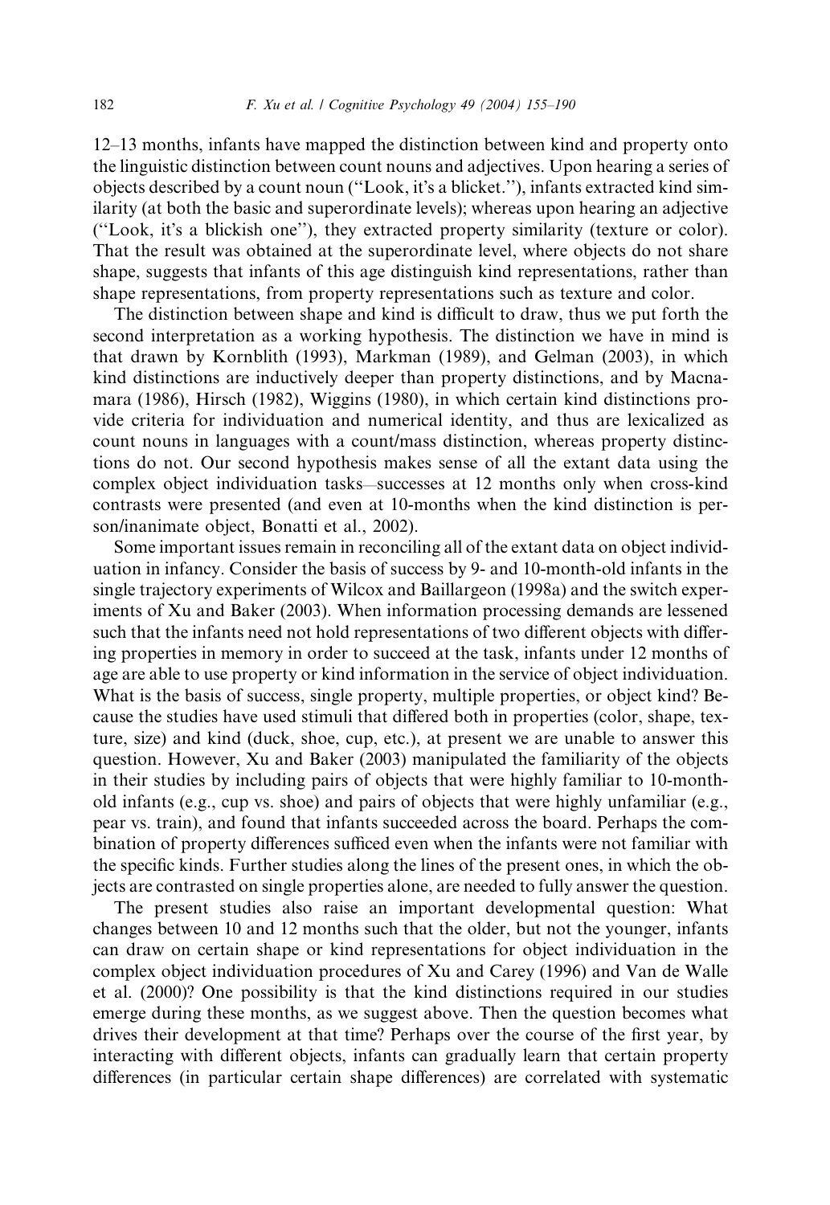12–13 months, infants have mapped the distinction between kind and property onto the linguistic distinction between count nouns and adjectives. Upon hearing a series of objects described by a count noun ("Look, it's a blicket."), infants extracted kind similarity (at both the basic and superordinate levels); whereas upon hearing an adjective ("Look, it's a blickish one"), they extracted property similarity (texture or color). That the result was obtained at the superordinate level, where objects do not share shape, suggests that infants of this age distinguish kind representations, rather than shape representations, from property representations such as texture and color.

The distinction between shape and kind is difficult to draw, thus we put forth the second interpretation as a working hypothesis. The distinction we have in mind is that drawn by Kornblith (1993), Markman (1989), and Gelman (2003), in which kind distinctions are inductively deeper than property distinctions, and by Macnamara (1986), Hirsch (1982), Wiggins (1980), in which certain kind distinctions provide criteria for individuation and numerical identity, and thus are lexicalized as count nouns in languages with a count/mass distinction, whereas property distinctions do not. Our second hypothesis makes sense of all the extant data using the complex object individuation tasks—successes at 12 months only when cross-kind contrasts were presented (and even at 10-months when the kind distinction is person/inanimate object, Bonatti et al., 2002).

Some important issues remain in reconciling all of the extant data on object individuation in infancy. Consider the basis of success by 9- and 10-month-old infants in the single trajectory experiments of Wilcox and Baillargeon (1998a) and the switch experiments of Xu and Baker (2003). When information processing demands are lessened such that the infants need not hold representations of two different objects with differing properties in memory in order to succeed at the task, infants under 12 months of age are able to use property or kind information in the service of object individuation. What is the basis of success, single property, multiple properties, or object kind? Because the studies have used stimuli that differed both in properties (color, shape, texture, size) and kind (duck, shoe, cup, etc.), at present we are unable to answer this question. However, Xu and Baker (2003) manipulated the familiarity of the objects in their studies by including pairs of objects that were highly familiar to 10-month-old infants (e.g., cup vs. shoe) and pairs of objects that were highly unfamiliar (e.g., pear vs. train), and found that infants succeeded across the board. Perhaps the combination of property differences sufficed even when the infants were not familiar with the specific kinds. Further studies along the lines of the present ones, in which the objects are contrasted on single properties alone, are needed to fully answer the question.

The present studies also raise an important developmental question: What changes between 10 and 12 months such that the older, but not the younger, infants can draw on certain shape or kind representations for object individuation in the complex object individuation procedures of Xu and Carey (1996) and Van de Walle et al. (2000)? One possibility is that the kind distinctions required in our studies emerge during these months, as we suggest above. Then the question becomes what drives their development at that time? Perhaps over the course of the first year, by interacting with different objects, infants can gradually learn that certain property differences (in particular certain shape differences) are correlated with systematic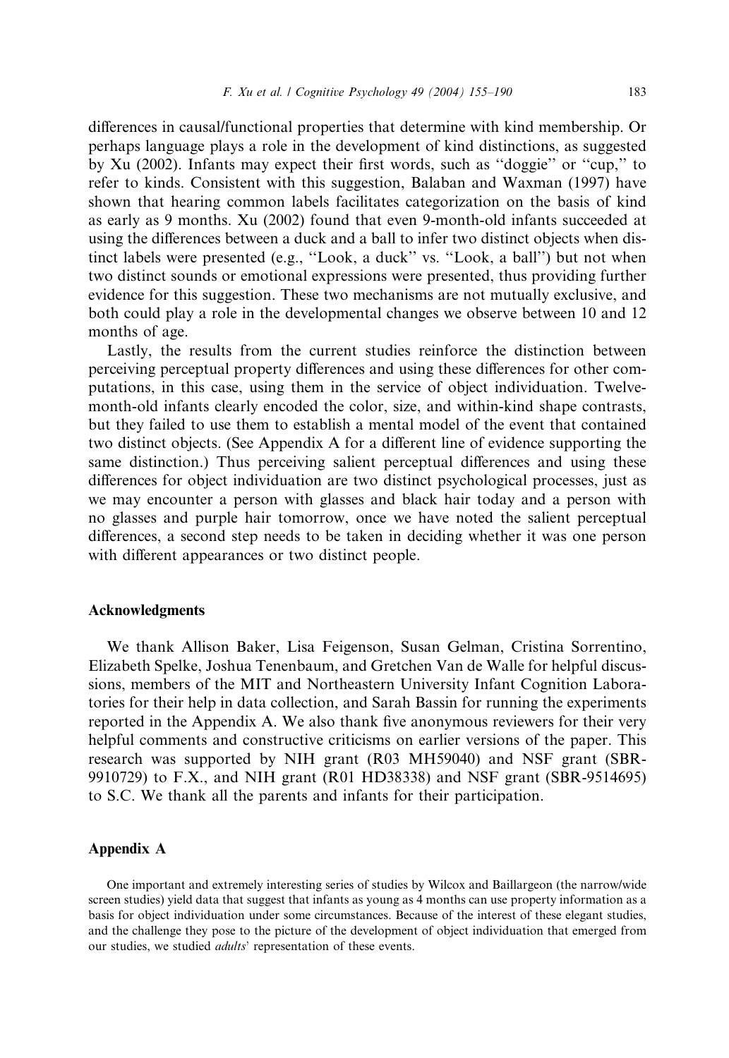differences in causal/functional properties that determine with kind membership. Or perhaps language plays a role in the development of kind distinctions, as suggested by Xu (2002). Infants may expect their first words, such as ''doggie'' or ''cup,'' to refer to kinds. Consistent with this suggestion, Balaban and Waxman (1997) have shown that hearing common labels facilitates categorization on the basis of kind as early as 9 months. Xu (2002) found that even 9-month-old infants succeeded at using the differences between a duck and a ball to infer two distinct objects when distinct labels were presented (e.g., ''Look, a duck'' vs. ''Look, a ball'') but not when two distinct sounds or emotional expressions were presented, thus providing further evidence for this suggestion. These two mechanisms are not mutually exclusive, and both could play a role in the developmental changes we observe between 10 and 12 months of age.

Lastly, the results from the current studies reinforce the distinction between perceiving perceptual property differences and using these differences for other computations, in this case, using them in the service of object individuation. Twelve-month-old infants clearly encoded the color, size, and within-kind shape contrasts, but they failed to use them to establish a mental model of the event that contained two distinct objects. (See Appendix A for a different line of evidence supporting the same distinction.) Thus perceiving salient perceptual differences and using these differences for object individuation are two distinct psychological processes, just as we may encounter a person with glasses and black hair today and a person with no glasses and purple hair tomorrow, once we have noted the salient perceptual differences, a second step needs to be taken in deciding whether it was one person with different appearances or two distinct people.

## Acknowledgments

We thank Allison Baker, Lisa Feigenson, Susan Gelman, Cristina Sorrentino, Elizabeth Spelke, Joshua Tenenbaum, and Gretchen Van de Walle for helpful discussions, members of the MIT and Northeastern University Infant Cognition Laboratories for their help in data collection, and Sarah Bassin for running the experiments reported in the Appendix A. We also thank five anonymous reviewers for their very helpful comments and constructive criticisms on earlier versions of the paper. This research was supported by NIH grant (R03 MH59040) and NSF grant (SBR-9910729) to F.X., and NIH grant (R01 HD38338) and NSF grant (SBR-9514695) to S.C. We thank all the parents and infants for their participation.

## Appendix A

One important and extremely interesting series of studies by Wilcox and Baillargeon (the narrow/wide screen studies) yield data that suggest that infants as young as 4 months can use property information as a basis for object individuation under some circumstances. Because of the interest of these elegant studies, and the challenge they pose to the picture of the development of object individuation that emerged from our studies, we studied *adults*' representation of these events.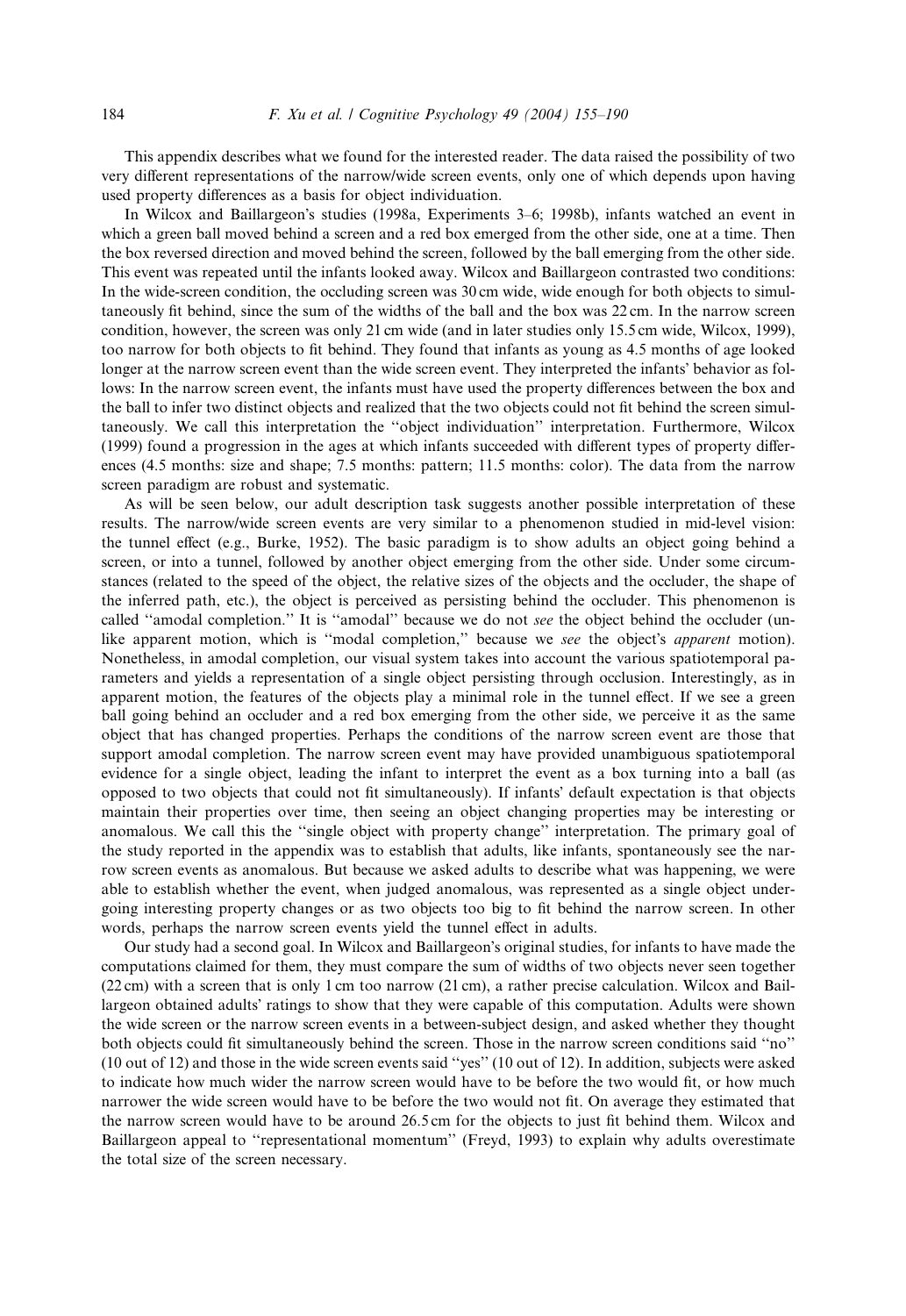This appendix describes what we found for the interested reader. The data raised the possibility of two very different representations of the narrow/wide screen events, only one of which depends upon having used property differences as a basis for object individuation.

In Wilcox and Baillargeon's studies (1998a, Experiments 3–6; 1998b), infants watched an event in which a green ball moved behind a screen and a red box emerged from the other side, one at a time. Then the box reversed direction and moved behind the screen, followed by the ball emerging from the other side. This event was repeated until the infants looked away. Wilcox and Baillargeon contrasted two conditions: In the wide-screen condition, the occluding screen was 30 cm wide, wide enough for both objects to simultaneously fit behind, since the sum of the widths of the ball and the box was 22 cm. In the narrow screen condition, however, the screen was only 21 cm wide (and in later studies only 15.5 cm wide, Wilcox, 1999), too narrow for both objects to fit behind. They found that infants as young as 4.5 months of age looked longer at the narrow screen event than the wide screen event. They interpreted the infants' behavior as follows: In the narrow screen event, the infants must have used the property differences between the box and the ball to infer two distinct objects and realized that the two objects could not fit behind the screen simultaneously. We call this interpretation the ''object individuation'' interpretation. Furthermore, Wilcox (1999) found a progression in the ages at which infants succeeded with different types of property differences (4.5 months: size and shape; 7.5 months: pattern; 11.5 months: color). The data from the narrow screen paradigm are robust and systematic.

As will be seen below, our adult description task suggests another possible interpretation of these results. The narrow/wide screen events are very similar to a phenomenon studied in mid-level vision: the tunnel effect (e.g., Burke, 1952). The basic paradigm is to show adults an object going behind a screen, or into a tunnel, followed by another object emerging from the other side. Under some circumstances (related to the speed of the object, the relative sizes of the objects and the occluder, the shape of the inferred path, etc.), the object is perceived as persisting behind the occluder. This phenomenon is called ''amodal completion.'' It is ''amodal'' because we do not *see* the object behind the occluder (unlike apparent motion, which is ''modal completion,'' because we *see* the object's *apparent* motion). Nonetheless, in amodal completion, our visual system takes into account the various spatiotemporal parameters and yields a representation of a single object persisting through occlusion. Interestingly, as in apparent motion, the features of the objects play a minimal role in the tunnel effect. If we see a green ball going behind an occluder and a red box emerging from the other side, we perceive it as the same object that has changed properties. Perhaps the conditions of the narrow screen event are those that support amodal completion. The narrow screen event may have provided unambiguous spatiotemporal evidence for a single object, leading the infant to interpret the event as a box turning into a ball (as opposed to two objects that could not fit simultaneously). If infants' default expectation is that objects maintain their properties over time, then seeing an object changing properties may be interesting or anomalous. We call this the ''single object with property change'' interpretation. The primary goal of the study reported in the appendix was to establish that adults, like infants, spontaneously see the narrow screen events as anomalous. But because we asked adults to describe what was happening, we were able to establish whether the event, when judged anomalous, was represented as a single object undergoing interesting property changes or as two objects too big to fit behind the narrow screen. In other words, perhaps the narrow screen events yield the tunnel effect in adults.

Our study had a second goal. In Wilcox and Baillargeon's original studies, for infants to have made the computations claimed for them, they must compare the sum of widths of two objects never seen together (22 cm) with a screen that is only 1 cm too narrow (21 cm), a rather precise calculation. Wilcox and Baillargeon obtained adults' ratings to show that they were capable of this computation. Adults were shown the wide screen or the narrow screen events in a between-subject design, and asked whether they thought both objects could fit simultaneously behind the screen. Those in the narrow screen conditions said ''no'' (10 out of 12) and those in the wide screen events said ''yes'' (10 out of 12). In addition, subjects were asked to indicate how much wider the narrow screen would have to be before the two would fit, or how much narrower the wide screen would have to be before the two would not fit. On average they estimated that the narrow screen would have to be around 26.5 cm for the objects to just fit behind them. Wilcox and Baillargeon appeal to ''representational momentum'' (Freyd, 1993) to explain why adults overestimate the total size of the screen necessary.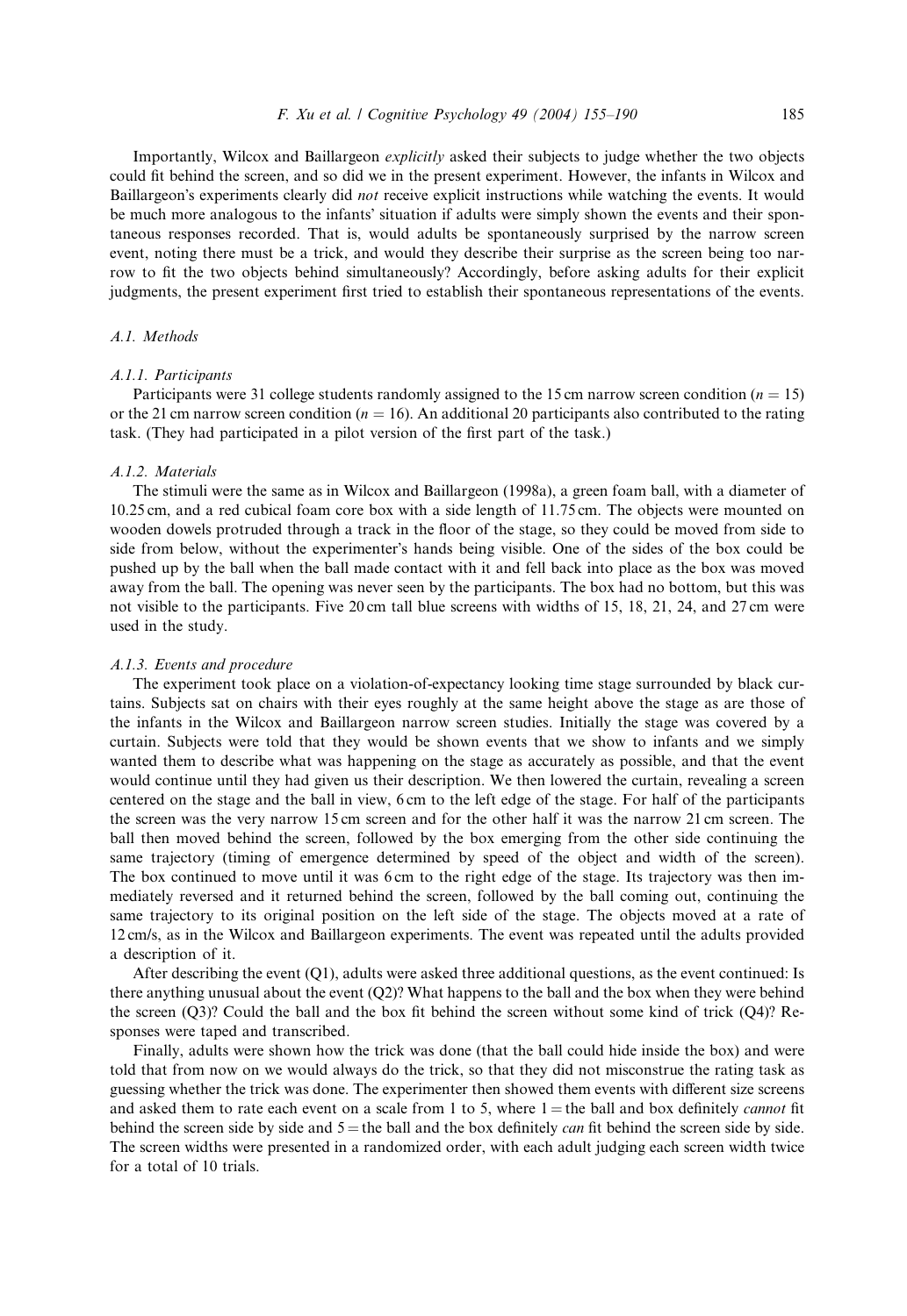Importantly, Wilcox and Baillargeon *explicitly* asked their subjects to judge whether the two objects could fit behind the screen, and so did we in the present experiment. However, the infants in Wilcox and Baillargeon's experiments clearly did *not* receive explicit instructions while watching the events. It would be much more analogous to the infants' situation if adults were simply shown the events and their spontaneous responses recorded. That is, would adults be spontaneously surprised by the narrow screen event, noting there must be a trick, and would they describe their surprise as the screen being too narrow to fit the two objects behind simultaneously? Accordingly, before asking adults for their explicit judgments, the present experiment first tried to establish their spontaneous representations of the events.

### A.1. Methods

#### A.1.1. Participants

Participants were 31 college students randomly assigned to the 15 cm narrow screen condition ($n = 15$) or the 21 cm narrow screen condition ($n = 16$). An additional 20 participants also contributed to the rating task. (They had participated in a pilot version of the first part of the task.)

#### A.1.2. Materials

The stimuli were the same as in Wilcox and Baillargeon (1998a), a green foam ball, with a diameter of 10.25 cm, and a red cubical foam core box with a side length of 11.75 cm. The objects were mounted on wooden dowels protruded through a track in the floor of the stage, so they could be moved from side to side from below, without the experimenter's hands being visible. One of the sides of the box could be pushed up by the ball when the ball made contact with it and fell back into place as the box was moved away from the ball. The opening was never seen by the participants. The box had no bottom, but this was not visible to the participants. Five 20 cm tall blue screens with widths of 15, 18, 21, 24, and 27 cm were used in the study.

#### A.1.3. Events and procedure

The experiment took place on a violation-of-expectancy looking time stage surrounded by black curtains. Subjects sat on chairs with their eyes roughly at the same height above the stage as are those of the infants in the Wilcox and Baillargeon narrow screen studies. Initially the stage was covered by a curtain. Subjects were told that they would be shown events that we show to infants and we simply wanted them to describe what was happening on the stage as accurately as possible, and that the event would continue until they had given us their description. We then lowered the curtain, revealing a screen centered on the stage and the ball in view, 6 cm to the left edge of the stage. For half of the participants the screen was the very narrow 15 cm screen and for the other half it was the narrow 21 cm screen. The ball then moved behind the screen, followed by the box emerging from the other side continuing the same trajectory (timing of emergence determined by speed of the object and width of the screen). The box continued to move until it was 6 cm to the right edge of the stage. Its trajectory was then immediately reversed and it returned behind the screen, followed by the ball coming out, continuing the same trajectory to its original position on the left side of the stage. The objects moved at a rate of 12 cm/s, as in the Wilcox and Baillargeon experiments. The event was repeated until the adults provided a description of it.

After describing the event (Q1), adults were asked three additional questions, as the event continued: Is there anything unusual about the event (Q2)? What happens to the ball and the box when they were behind the screen (Q3)? Could the ball and the box fit behind the screen without some kind of trick (Q4)? Responses were taped and transcribed.

Finally, adults were shown how the trick was done (that the ball could hide inside the box) and were told that from now on we would always do the trick, so that they did not misconstrue the rating task as guessing whether the trick was done. The experimenter then showed them events with different size screens and asked them to rate each event on a scale from 1 to 5, where 1 = the ball and box definitely *cannot* fit behind the screen side by side and 5 = the ball and the box definitely *can* fit behind the screen side by side. The screen widths were presented in a randomized order, with each adult judging each screen width twice for a total of 10 trials.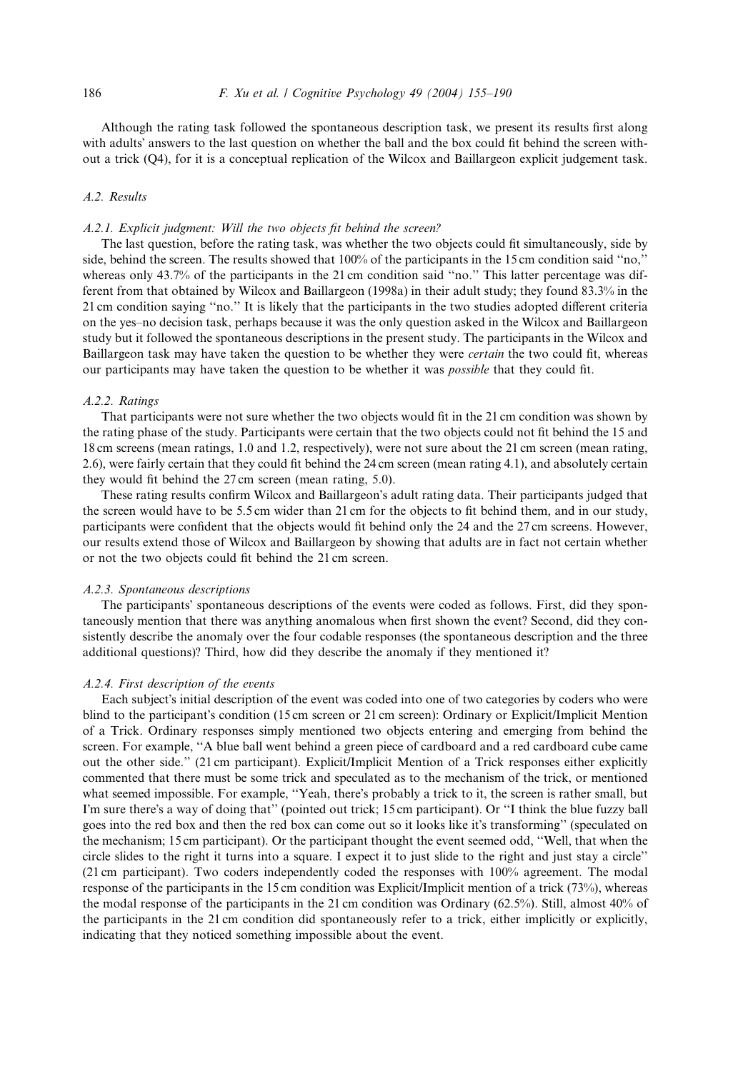Although the rating task followed the spontaneous description task, we present its results first along with adults' answers to the last question on whether the ball and the box could fit behind the screen without a trick (Q4), for it is a conceptual replication of the Wilcox and Baillargeon explicit judgement task.

### A.2. Results

#### A.2.1. Explicit judgment: Will the two objects fit behind the screen?

The last question, before the rating task, was whether the two objects could fit simultaneously, side by side, behind the screen. The results showed that 100% of the participants in the 15 cm condition said "no," whereas only 43.7% of the participants in the 21 cm condition said "no." This latter percentage was different from that obtained by Wilcox and Baillargeon (1998a) in their adult study; they found 83.3% in the 21 cm condition saying "no." It is likely that the participants in the two studies adopted different criteria on the yes–no decision task, perhaps because it was the only question asked in the Wilcox and Baillargeon study but it followed the spontaneous descriptions in the present study. The participants in the Wilcox and Baillargeon task may have taken the question to be whether they were *certain* the two could fit, whereas our participants may have taken the question to be whether it was *possible* that they could fit.

#### A.2.2. Ratings

That participants were not sure whether the two objects would fit in the 21 cm condition was shown by the rating phase of the study. Participants were certain that the two objects could not fit behind the 15 and 18 cm screens (mean ratings, 1.0 and 1.2, respectively), were not sure about the 21 cm screen (mean rating, 2.6), were fairly certain that they could fit behind the 24 cm screen (mean rating 4.1), and absolutely certain they would fit behind the 27 cm screen (mean rating, 5.0).

These rating results confirm Wilcox and Baillargeon's adult rating data. Their participants judged that the screen would have to be 5.5 cm wider than 21 cm for the objects to fit behind them, and in our study, participants were confident that the objects would fit behind only the 24 and the 27 cm screens. However, our results extend those of Wilcox and Baillargeon by showing that adults are in fact not certain whether or not the two objects could fit behind the 21 cm screen.

#### A.2.3. Spontaneous descriptions

The participants' spontaneous descriptions of the events were coded as follows. First, did they spontaneously mention that there was anything anomalous when first shown the event? Second, did they consistently describe the anomaly over the four codable responses (the spontaneous description and the three additional questions)? Third, how did they describe the anomaly if they mentioned it?

#### A.2.4. First description of the events

Each subject's initial description of the event was coded into one of two categories by coders who were blind to the participant's condition (15 cm screen or 21 cm screen): Ordinary or Explicit/Implicit Mention of a Trick. Ordinary responses simply mentioned two objects entering and emerging from behind the screen. For example, "A blue ball went behind a green piece of cardboard and a red cardboard cube came out the other side." (21 cm participant). Explicit/Implicit Mention of a Trick responses either explicitly commented that there must be some trick and speculated as to the mechanism of the trick, or mentioned what seemed impossible. For example, "Yeah, there's probably a trick to it, the screen is rather small, but I'm sure there's a way of doing that" (pointed out trick; 15 cm participant). Or "I think the blue fuzzy ball goes into the red box and then the red box can come out so it looks like it's transforming" (speculated on the mechanism; 15 cm participant). Or the participant thought the event seemed odd, "Well, that when the circle slides to the right it turns into a square. I expect it to just slide to the right and just stay a circle" (21 cm participant). Two coders independently coded the responses with 100% agreement. The modal response of the participants in the 15 cm condition was Explicit/Implicit mention of a trick (73%), whereas the modal response of the participants in the 21 cm condition was Ordinary (62.5%). Still, almost 40% of the participants in the 21 cm condition did spontaneously refer to a trick, either implicitly or explicitly, indicating that they noticed something impossible about the event.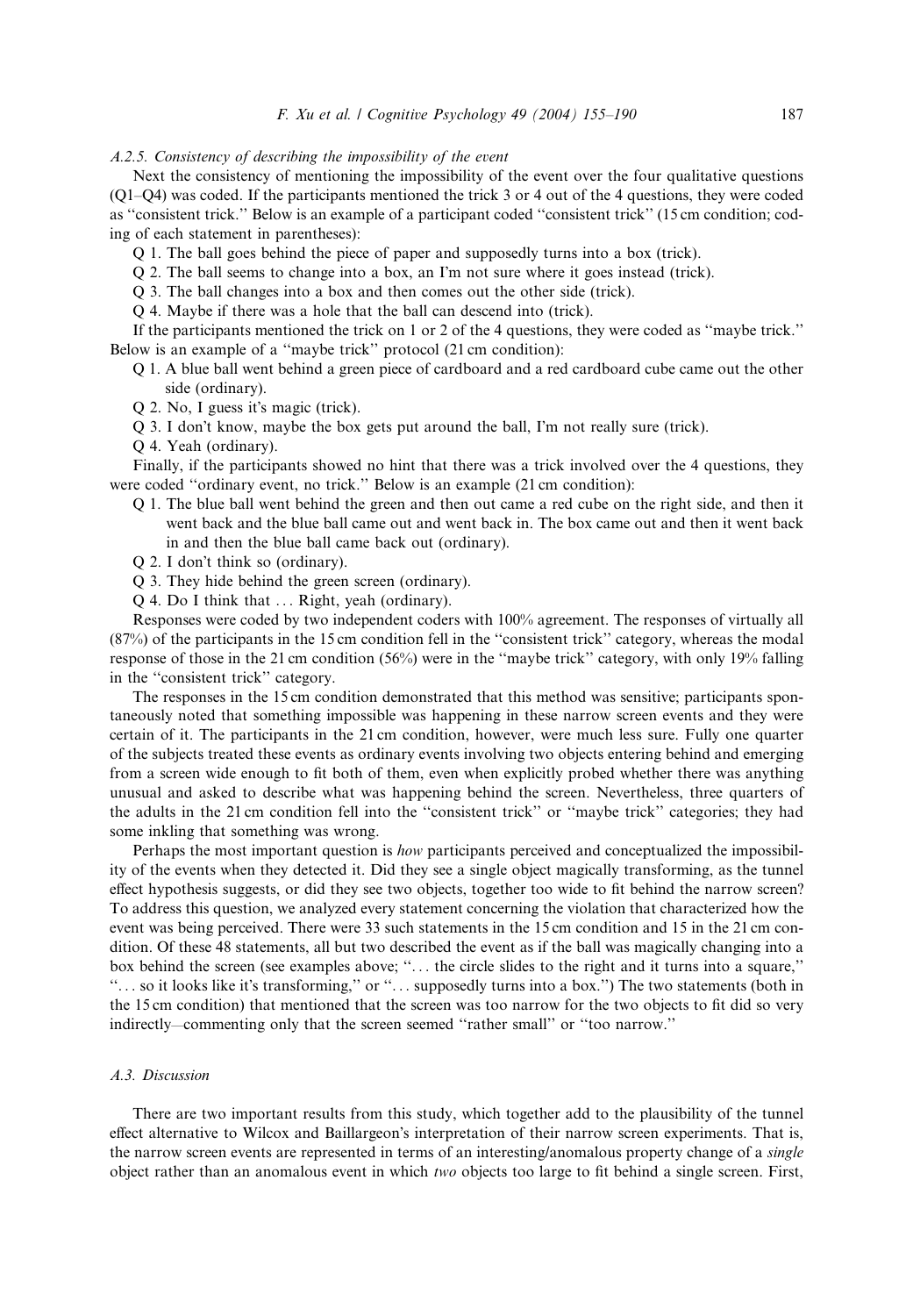#### *A.2.5. Consistency of describing the impossibility of the event*

Next the consistency of mentioning the impossibility of the event over the four qualitative questions (Q1–Q4) was coded. If the participants mentioned the trick 3 or 4 out of the 4 questions, they were coded as ''consistent trick.'' Below is an example of a participant coded ''consistent trick'' (15 cm condition; coding of each statement in parentheses):

Q 1. The ball goes behind the piece of paper and supposedly turns into a box (trick).

Q 2. The ball seems to change into a box, an I'm not sure where it goes instead (trick).

Q 3. The ball changes into a box and then comes out the other side (trick).

Q 4. Maybe if there was a hole that the ball can descend into (trick).

If the participants mentioned the trick on 1 or 2 of the 4 questions, they were coded as ''maybe trick.'' Below is an example of a ''maybe trick'' protocol (21 cm condition):

Q 1. A blue ball went behind a green piece of cardboard and a red cardboard cube came out the other side (ordinary).

Q 2. No, I guess it's magic (trick).

Q 3. I don't know, maybe the box gets put around the ball, I'm not really sure (trick).

Q 4. Yeah (ordinary).

Finally, if the participants showed no hint that there was a trick involved over the 4 questions, they were coded ''ordinary event, no trick.'' Below is an example (21 cm condition):

Q 1. The blue ball went behind the green and then out came a red cube on the right side, and then it went back and the blue ball came out and went back in. The box came out and then it went back in and then the blue ball came back out (ordinary).

Q 2. I don't think so (ordinary).

Q 3. They hide behind the green screen (ordinary).

Q 4. Do I think that ... Right, yeah (ordinary).

Responses were coded by two independent coders with 100% agreement. The responses of virtually all (87%) of the participants in the 15 cm condition fell in the ''consistent trick'' category, whereas the modal response of those in the 21 cm condition (56%) were in the ''maybe trick'' category, with only 19% falling in the ''consistent trick'' category.

The responses in the 15 cm condition demonstrated that this method was sensitive; participants spontaneously noted that something impossible was happening in these narrow screen events and they were certain of it. The participants in the 21 cm condition, however, were much less sure. Fully one quarter of the subjects treated these events as ordinary events involving two objects entering behind and emerging from a screen wide enough to fit both of them, even when explicitly probed whether there was anything unusual and asked to describe what was happening behind the screen. Nevertheless, three quarters of the adults in the 21 cm condition fell into the ''consistent trick'' or ''maybe trick'' categories; they had some inkling that something was wrong.

Perhaps the most important question is *how* participants perceived and conceptualized the impossibility of the events when they detected it. Did they see a single object magically transforming, as the tunnel effect hypothesis suggests, or did they see two objects, together too wide to fit behind the narrow screen? To address this question, we analyzed every statement concerning the violation that characterized how the event was being perceived. There were 33 such statements in the 15 cm condition and 15 in the 21 cm condition. Of these 48 statements, all but two described the event as if the ball was magically changing into a box behind the screen (see examples above; ''... the circle slides to the right and it turns into a square,'' ''... so it looks like it's transforming,'' or ''... supposedly turns into a box.'') The two statements (both in the 15 cm condition) that mentioned that the screen was too narrow for the two objects to fit did so very indirectly—commenting only that the screen seemed ''rather small'' or ''too narrow.''

### *A.3. Discussion*

There are two important results from this study, which together add to the plausibility of the tunnel effect alternative to Wilcox and Baillargeon's interpretation of their narrow screen experiments. That is, the narrow screen events are represented in terms of an interesting/anomalous property change of a *single* object rather than an anomalous event in which *two* objects too large to fit behind a single screen. First,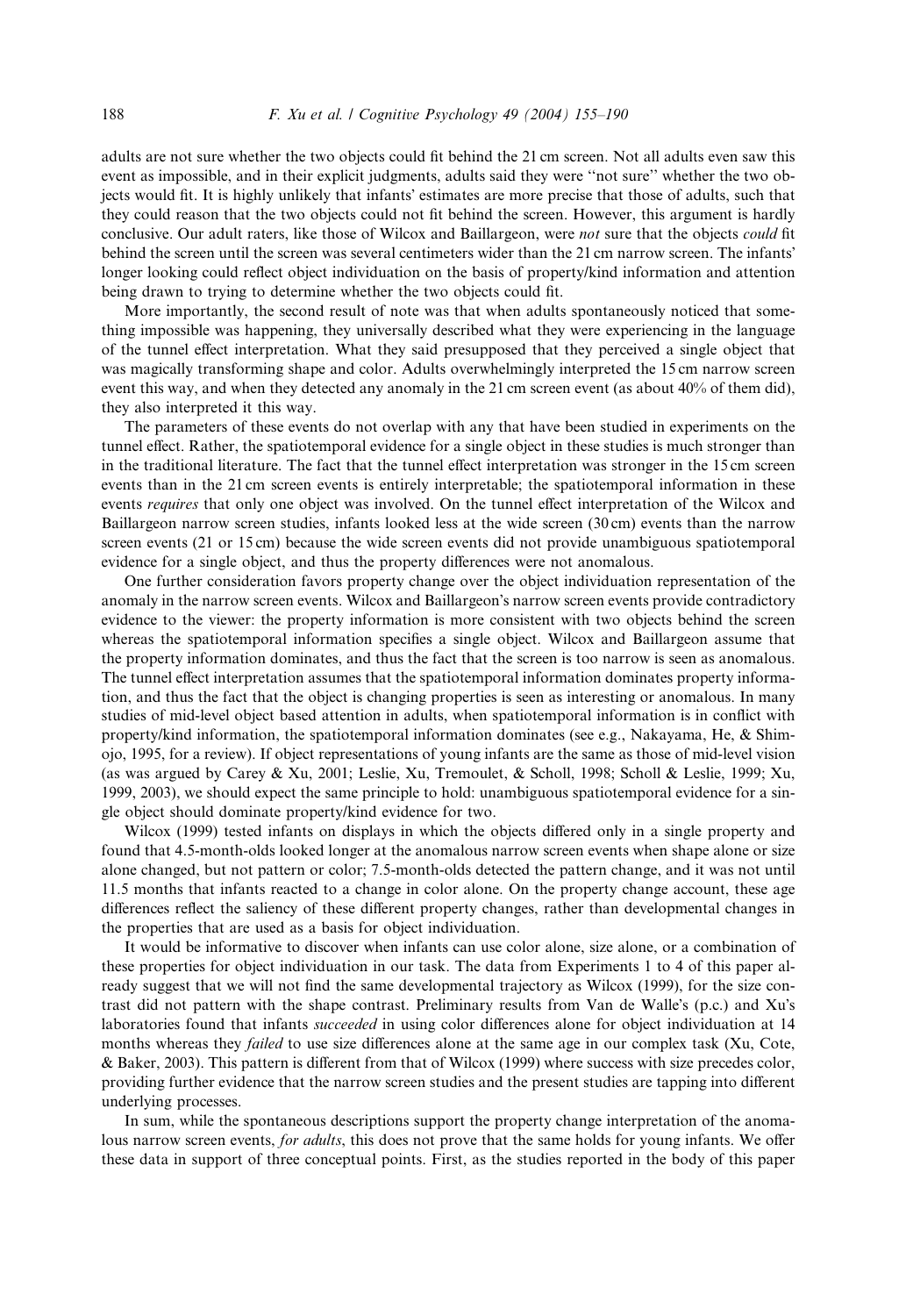adults are not sure whether the two objects could fit behind the 21 cm screen. Not all adults even saw this event as impossible, and in their explicit judgments, adults said they were "not sure" whether the two objects would fit. It is highly unlikely that infants' estimates are more precise that those of adults, such that they could reason that the two objects could not fit behind the screen. However, this argument is hardly conclusive. Our adult raters, like those of Wilcox and Baillargeon, were *not* sure that the objects *could* fit behind the screen until the screen was several centimeters wider than the 21 cm narrow screen. The infants' longer looking could reflect object individuation on the basis of property/kind information and attention being drawn to trying to determine whether the two objects could fit.

More importantly, the second result of note was that when adults spontaneously noticed that something impossible was happening, they universally described what they were experiencing in the language of the tunnel effect interpretation. What they said presupposed that they perceived a single object that was magically transforming shape and color. Adults overwhelmingly interpreted the 15 cm narrow screen event this way, and when they detected any anomaly in the 21 cm screen event (as about 40% of them did), they also interpreted it this way.

The parameters of these events do not overlap with any that have been studied in experiments on the tunnel effect. Rather, the spatiotemporal evidence for a single object in these studies is much stronger than in the traditional literature. The fact that the tunnel effect interpretation was stronger in the 15 cm screen events than in the 21 cm screen events is entirely interpretable; the spatiotemporal information in these events *requires* that only one object was involved. On the tunnel effect interpretation of the Wilcox and Baillargeon narrow screen studies, infants looked less at the wide screen (30 cm) events than the narrow screen events (21 or 15 cm) because the wide screen events did not provide unambiguous spatiotemporal evidence for a single object, and thus the property differences were not anomalous.

One further consideration favors property change over the object individuation representation of the anomaly in the narrow screen events. Wilcox and Baillargeon's narrow screen events provide contradictory evidence to the viewer: the property information is more consistent with two objects behind the screen whereas the spatiotemporal information specifies a single object. Wilcox and Baillargeon assume that the property information dominates, and thus the fact that the screen is too narrow is seen as anomalous. The tunnel effect interpretation assumes that the spatiotemporal information dominates property information, and thus the fact that the object is changing properties is seen as interesting or anomalous. In many studies of mid-level object based attention in adults, when spatiotemporal information is in conflict with property/kind information, the spatiotemporal information dominates (see e.g., Nakayama, He, & Shimojo, 1995, for a review). If object representations of young infants are the same as those of mid-level vision (as was argued by Carey & Xu, 2001; Leslie, Xu, Tremoulet, & Scholl, 1998; Scholl & Leslie, 1999; Xu, 1999, 2003), we should expect the same principle to hold: unambiguous spatiotemporal evidence for a single object should dominate property/kind evidence for two.

Wilcox (1999) tested infants on displays in which the objects differed only in a single property and found that 4.5-month-olds looked longer at the anomalous narrow screen events when shape alone or size alone changed, but not pattern or color; 7.5-month-olds detected the pattern change, and it was not until 11.5 months that infants reacted to a change in color alone. On the property change account, these age differences reflect the saliency of these different property changes, rather than developmental changes in the properties that are used as a basis for object individuation.

It would be informative to discover when infants can use color alone, size alone, or a combination of these properties for object individuation in our task. The data from Experiments 1 to 4 of this paper already suggest that we will not find the same developmental trajectory as Wilcox (1999), for the size contrast did not pattern with the shape contrast. Preliminary results from Van de Walle's (p.c.) and Xu's laboratories found that infants *succeeded* in using color differences alone for object individuation at 14 months whereas they *failed* to use size differences alone at the same age in our complex task (Xu, Cote, & Baker, 2003). This pattern is different from that of Wilcox (1999) where success with size precedes color, providing further evidence that the narrow screen studies and the present studies are tapping into different underlying processes.

In sum, while the spontaneous descriptions support the property change interpretation of the anomalous narrow screen events, *for adults*, this does not prove that the same holds for young infants. We offer these data in support of three conceptual points. First, as the studies reported in the body of this paper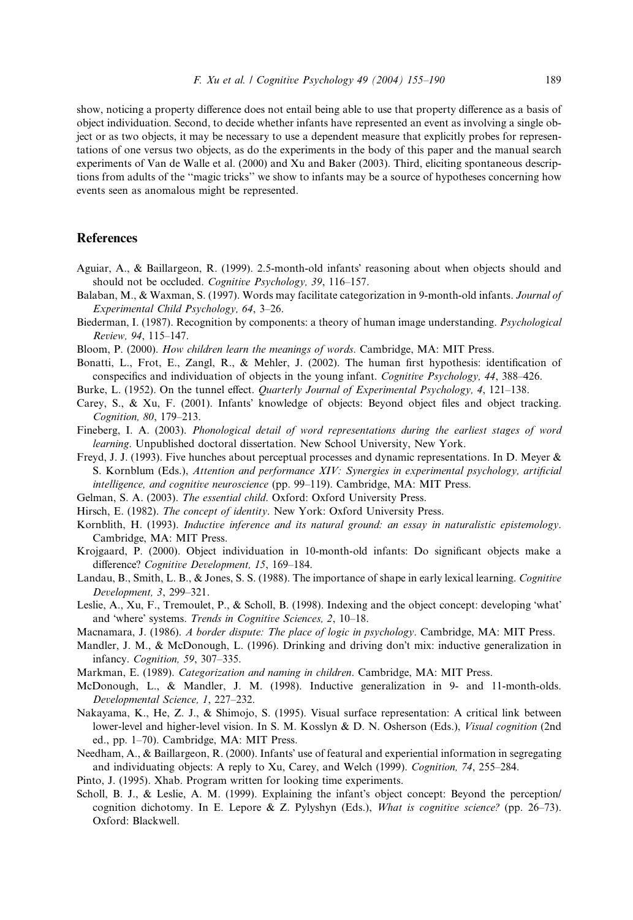show, noticing a property difference does not entail being able to use that property difference as a basis of object individuation. Second, to decide whether infants have represented an event as involving a single object or as two objects, it may be necessary to use a dependent measure that explicitly probes for representations of one versus two objects, as do the experiments in the body of this paper and the manual search experiments of Van de Walle et al. (2000) and Xu and Baker (2003). Third, eliciting spontaneous descriptions from adults of the "magic tricks" we show to infants may be a source of hypotheses concerning how events seen as anomalous might be represented.

## References

Aguiar, A., & Baillargeon, R. (1999). 2.5-month-old infants' reasoning about when objects should and should not be occluded. *Cognitive Psychology, 39*, 116–157.

Balaban, M., & Waxman, S. (1997). Words may facilitate categorization in 9-month-old infants. *Journal of Experimental Child Psychology, 64*, 3–26.

Biederman, I. (1987). Recognition by components: a theory of human image understanding. *Psychological Review, 94*, 115–147.

Bloom, P. (2000). *How children learn the meanings of words*. Cambridge, MA: MIT Press.

Bonatti, L., Frot, E., Zangl, R., & Mehler, J. (2002). The human first hypothesis: identification of conspecifics and individuation of objects in the young infant. *Cognitive Psychology, 44*, 388–426.

Burke, L. (1952). On the tunnel effect. *Quarterly Journal of Experimental Psychology, 4*, 121–138.

Carey, S., & Xu, F. (2001). Infants' knowledge of objects: Beyond object files and object tracking. *Cognition, 80*, 179–213.

Fineberg, I. A. (2003). *Phonological detail of word representations during the earliest stages of word learning*. Unpublished doctoral dissertation. New School University, New York.

Freyd, J. J. (1993). Five hunches about perceptual processes and dynamic representations. In D. Meyer & S. Kornblum (Eds.), *Attention and performance XIV: Synergies in experimental psychology, artificial intelligence, and cognitive neuroscience* (pp. 99–119). Cambridge, MA: MIT Press.

Gelman, S. A. (2003). *The essential child*. Oxford: Oxford University Press.

Hirsch, E. (1982). *The concept of identity*. New York: Oxford University Press.

Kornblith, H. (1993). *Inductive inference and its natural ground: an essay in naturalistic epistemology*. Cambridge, MA: MIT Press.

Krojgaard, P. (2000). Object individuation in 10-month-old infants: Do significant objects make a difference? *Cognitive Development, 15*, 169–184.

Landau, B., Smith, L. B., & Jones, S. S. (1988). The importance of shape in early lexical learning. *Cognitive Development, 3*, 299–321.

Leslie, A., Xu, F., Tremoulet, P., & Scholl, B. (1998). Indexing and the object concept: developing 'what' and 'where' systems. *Trends in Cognitive Sciences, 2*, 10–18.

Macnamara, J. (1986). *A border dispute: The place of logic in psychology*. Cambridge, MA: MIT Press.

Mandler, J. M., & McDonough, L. (1996). Drinking and driving don't mix: inductive generalization in infancy. *Cognition, 59*, 307–335.

Markman, E. (1989). *Categorization and naming in children*. Cambridge, MA: MIT Press.

McDonough, L., & Mandler, J. M. (1998). Inductive generalization in 9- and 11-month-olds. *Developmental Science, 1*, 227–232.

Nakayama, K., He, Z. J., & Shimojo, S. (1995). Visual surface representation: A critical link between lower-level and higher-level vision. In S. M. Kosslyn & D. N. Osherson (Eds.), *Visual cognition* (2nd ed., pp. 1–70). Cambridge, MA: MIT Press.

Needham, A., & Baillargeon, R. (2000). Infants' use of featural and experiential information in segregating and individuating objects: A reply to Xu, Carey, and Welch (1999). *Cognition, 74*, 255–284.

Pinto, J. (1995). Xhab. Program written for looking time experiments.

Scholl, B. J., & Leslie, A. M. (1999). Explaining the infant's object concept: Beyond the perception/cognition dichotomy. In E. Lepore & Z. Pylyshyn (Eds.), *What is cognitive science?* (pp. 26–73). Oxford: Blackwell.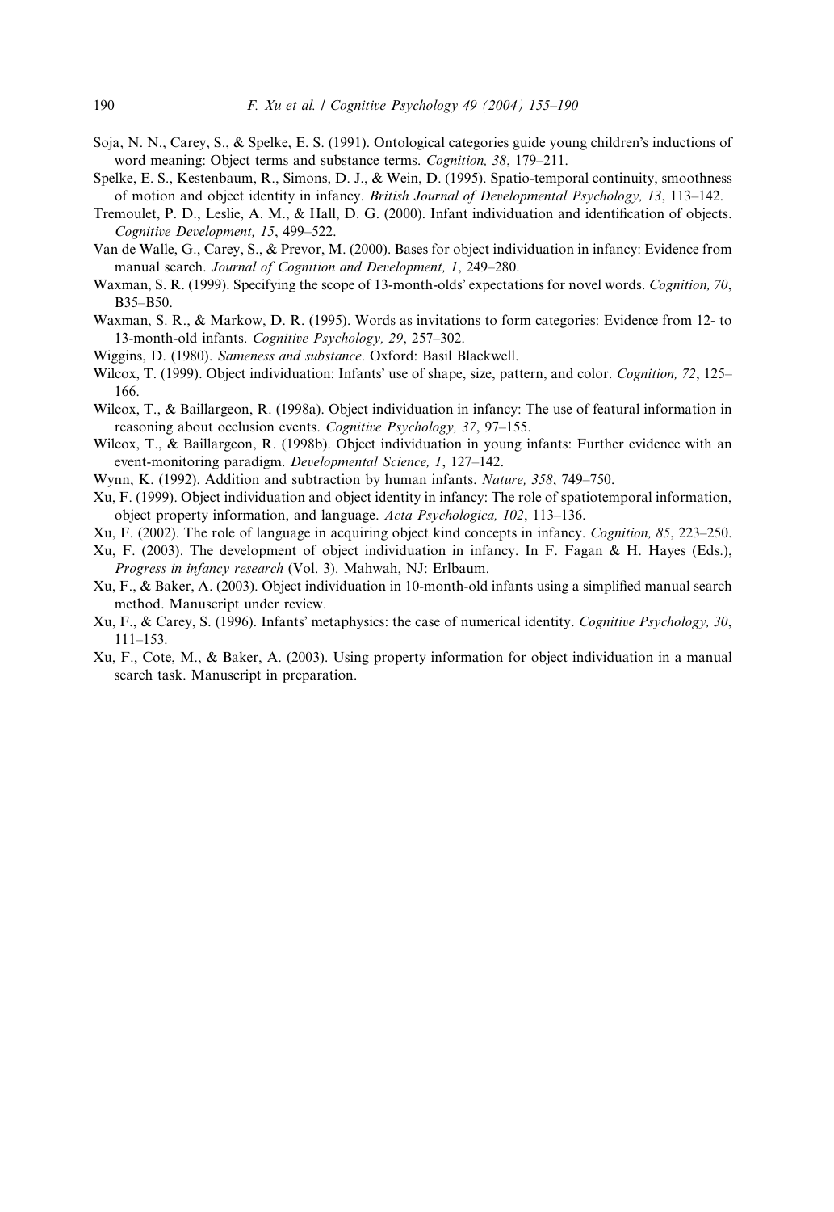Soja, N. N., Carey, S., & Spelke, E. S. (1991). Ontological categories guide young children's inductions of word meaning: Object terms and substance terms. *Cognition, 38*, 179–211.

Spelke, E. S., Kestenbaum, R., Simons, D. J., & Wein, D. (1995). Spatio-temporal continuity, smoothness of motion and object identity in infancy. *British Journal of Developmental Psychology, 13*, 113–142.

Tremoulet, P. D., Leslie, A. M., & Hall, D. G. (2000). Infant individuation and identification of objects. *Cognitive Development, 15*, 499–522.

Van de Walle, G., Carey, S., & Prevor, M. (2000). Bases for object individuation in infancy: Evidence from manual search. *Journal of Cognition and Development, 1*, 249–280.

Waxman, S. R. (1999). Specifying the scope of 13-month-olds' expectations for novel words. *Cognition, 70*, B35–B50.

Waxman, S. R., & Markow, D. R. (1995). Words as invitations to form categories: Evidence from 12- to 13-month-old infants. *Cognitive Psychology, 29*, 257–302.

Wiggins, D. (1980). *Sameness and substance*. Oxford: Basil Blackwell.

Wilcox, T. (1999). Object individuation: Infants' use of shape, size, pattern, and color. *Cognition, 72*, 125–166.

Wilcox, T., & Baillargeon, R. (1998a). Object individuation in infancy: The use of featural information in reasoning about occlusion events. *Cognitive Psychology, 37*, 97–155.

Wilcox, T., & Baillargeon, R. (1998b). Object individuation in young infants: Further evidence with an event-monitoring paradigm. *Developmental Science, 1*, 127–142.

Wynn, K. (1992). Addition and subtraction by human infants. *Nature, 358*, 749–750.

Xu, F. (1999). Object individuation and object identity in infancy: The role of spatiotemporal information, object property information, and language. *Acta Psychologica, 102*, 113–136.

Xu, F. (2002). The role of language in acquiring object kind concepts in infancy. *Cognition, 85*, 223–250.

Xu, F. (2003). The development of object individuation in infancy. In F. Fagan & H. Hayes (Eds.), *Progress in infancy research* (Vol. 3). Mahwah, NJ: Erlbaum.

Xu, F., & Baker, A. (2003). Object individuation in 10-month-old infants using a simplified manual search method. Manuscript under review.

Xu, F., & Carey, S. (1996). Infants' metaphysics: the case of numerical identity. *Cognitive Psychology, 30*, 111–153.

Xu, F., Cote, M., & Baker, A. (2003). Using property information for object individuation in a manual search task. Manuscript in preparation.